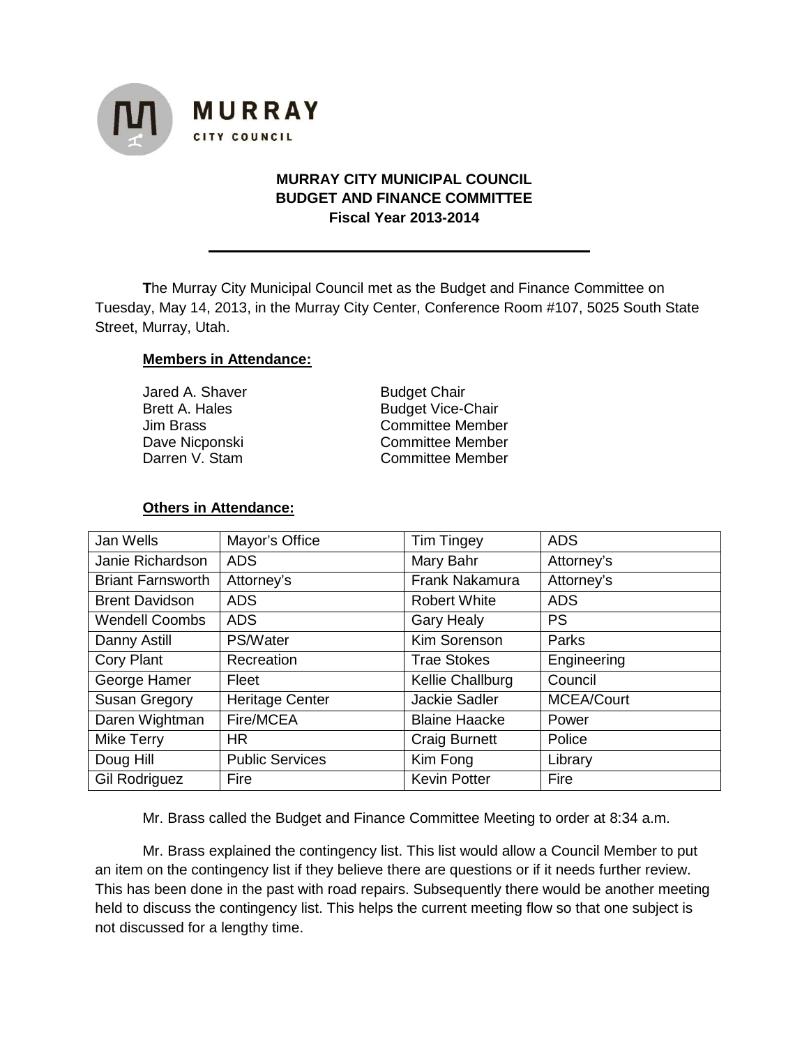**MURRAY**
CITY COUNCIL

# MURRAY CITY MUNICIPAL COUNCIL
## BUDGET AND FINANCE COMMITTEE
### Fiscal Year 2013-2014

---

**T**he Murray City Municipal Council met as the Budget and Finance Committee on Tuesday, May 14, 2013, in the Murray City Center, Conference Room #107, 5025 South State Street, Murray, Utah.

**Members in Attendance:**

| | |
|---|---|
| Jared A. Shaver | Budget Chair |
| Brett A. Hales | Budget Vice-Chair |
| Jim Brass | Committee Member |
| Dave Nicponski | Committee Member |
| Darren V. Stam | Committee Member |

**Others in Attendance:**

| | | | |
|---|---|---|---|
| Jan Wells | Mayor's Office | Tim Tingey | ADS |
| Janie Richardson | ADS | Mary Bahr | Attorney's |
| Briant Farnsworth | Attorney's | Frank Nakamura | Attorney's |
| Brent Davidson | ADS | Robert White | ADS |
| Wendell Coombs | ADS | Gary Healy | PS |
| Danny Astill | PS/Water | Kim Sorenson | Parks |
| Cory Plant | Recreation | Trae Stokes | Engineering |
| George Hamer | Fleet | Kellie Challburg | Council |
| Susan Gregory | Heritage Center | Jackie Sadler | MCEA/Court |
| Daren Wightman | Fire/MCEA | Blaine Haacke | Power |
| Mike Terry | HR | Craig Burnett | Police |
| Doug Hill | Public Services | Kim Fong | Library |
| Gil Rodriguez | Fire | Kevin Potter | Fire |

Mr. Brass called the Budget and Finance Committee Meeting to order at 8:34 a.m.

Mr. Brass explained the contingency list. This list would allow a Council Member to put an item on the contingency list if they believe there are questions or if it needs further review. This has been done in the past with road repairs. Subsequently there would be another meeting held to discuss the contingency list. This helps the current meeting flow so that one subject is not discussed for a lengthy time.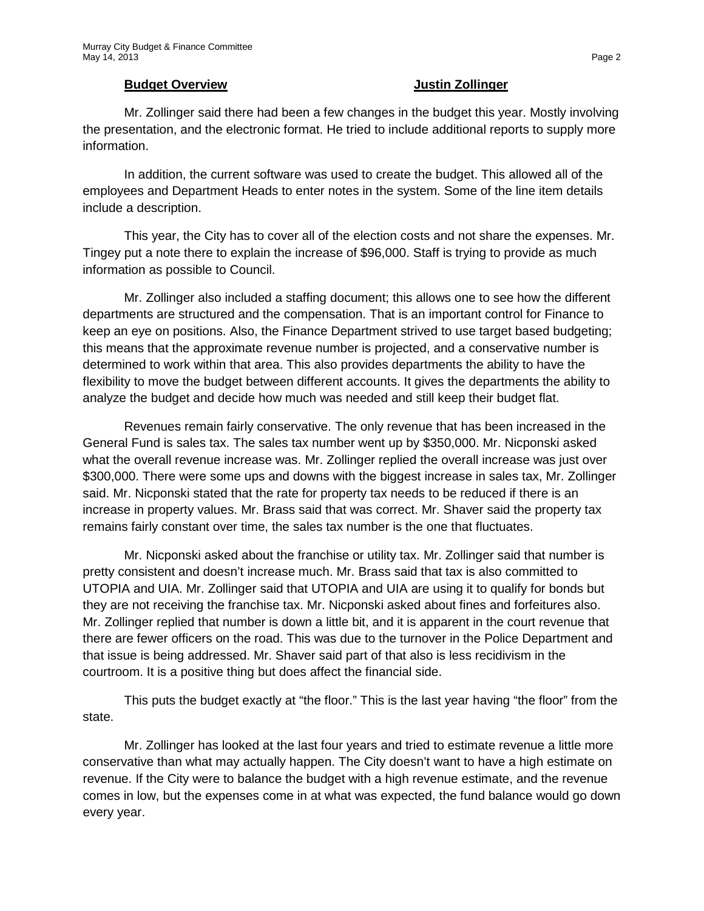**Budget Overview** **Justin Zollinger**

Mr. Zollinger said there had been a few changes in the budget this year. Mostly involving the presentation, and the electronic format. He tried to include additional reports to supply more information.

In addition, the current software was used to create the budget. This allowed all of the employees and Department Heads to enter notes in the system. Some of the line item details include a description.

This year, the City has to cover all of the election costs and not share the expenses. Mr. Tingey put a note there to explain the increase of $96,000. Staff is trying to provide as much information as possible to Council.

Mr. Zollinger also included a staffing document; this allows one to see how the different departments are structured and the compensation. That is an important control for Finance to keep an eye on positions. Also, the Finance Department strived to use target based budgeting; this means that the approximate revenue number is projected, and a conservative number is determined to work within that area. This also provides departments the ability to have the flexibility to move the budget between different accounts. It gives the departments the ability to analyze the budget and decide how much was needed and still keep their budget flat.

Revenues remain fairly conservative. The only revenue that has been increased in the General Fund is sales tax. The sales tax number went up by $350,000. Mr. Nicponski asked what the overall revenue increase was. Mr. Zollinger replied the overall increase was just over $300,000. There were some ups and downs with the biggest increase in sales tax, Mr. Zollinger said. Mr. Nicponski stated that the rate for property tax needs to be reduced if there is an increase in property values. Mr. Brass said that was correct. Mr. Shaver said the property tax remains fairly constant over time, the sales tax number is the one that fluctuates.

Mr. Nicponski asked about the franchise or utility tax. Mr. Zollinger said that number is pretty consistent and doesn't increase much. Mr. Brass said that tax is also committed to UTOPIA and UIA. Mr. Zollinger said that UTOPIA and UIA are using it to qualify for bonds but they are not receiving the franchise tax. Mr. Nicponski asked about fines and forfeitures also. Mr. Zollinger replied that number is down a little bit, and it is apparent in the court revenue that there are fewer officers on the road. This was due to the turnover in the Police Department and that issue is being addressed. Mr. Shaver said part of that also is less recidivism in the courtroom. It is a positive thing but does affect the financial side.

This puts the budget exactly at "the floor." This is the last year having "the floor" from the state.

Mr. Zollinger has looked at the last four years and tried to estimate revenue a little more conservative than what may actually happen. The City doesn't want to have a high estimate on revenue. If the City were to balance the budget with a high revenue estimate, and the revenue comes in low, but the expenses come in at what was expected, the fund balance would go down every year.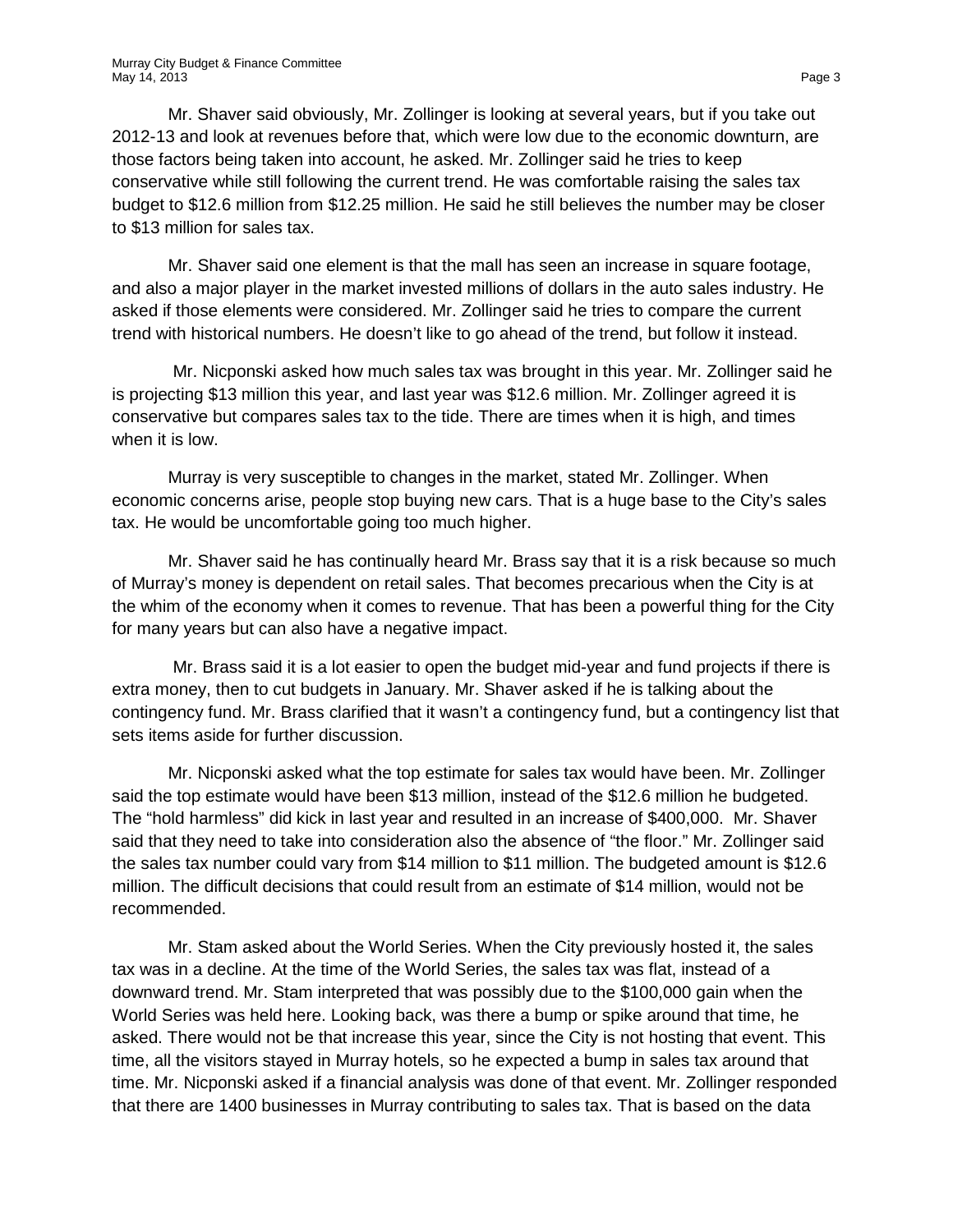Mr. Shaver said obviously, Mr. Zollinger is looking at several years, but if you take out 2012-13 and look at revenues before that, which were low due to the economic downturn, are those factors being taken into account, he asked. Mr. Zollinger said he tries to keep conservative while still following the current trend. He was comfortable raising the sales tax budget to $12.6 million from $12.25 million. He said he still believes the number may be closer to $13 million for sales tax.

Mr. Shaver said one element is that the mall has seen an increase in square footage, and also a major player in the market invested millions of dollars in the auto sales industry. He asked if those elements were considered. Mr. Zollinger said he tries to compare the current trend with historical numbers. He doesn't like to go ahead of the trend, but follow it instead.

Mr. Nicponski asked how much sales tax was brought in this year. Mr. Zollinger said he is projecting $13 million this year, and last year was $12.6 million. Mr. Zollinger agreed it is conservative but compares sales tax to the tide. There are times when it is high, and times when it is low.

Murray is very susceptible to changes in the market, stated Mr. Zollinger. When economic concerns arise, people stop buying new cars. That is a huge base to the City's sales tax. He would be uncomfortable going too much higher.

Mr. Shaver said he has continually heard Mr. Brass say that it is a risk because so much of Murray's money is dependent on retail sales. That becomes precarious when the City is at the whim of the economy when it comes to revenue. That has been a powerful thing for the City for many years but can also have a negative impact.

Mr. Brass said it is a lot easier to open the budget mid-year and fund projects if there is extra money, then to cut budgets in January. Mr. Shaver asked if he is talking about the contingency fund. Mr. Brass clarified that it wasn't a contingency fund, but a contingency list that sets items aside for further discussion.

Mr. Nicponski asked what the top estimate for sales tax would have been. Mr. Zollinger said the top estimate would have been $13 million, instead of the $12.6 million he budgeted. The "hold harmless" did kick in last year and resulted in an increase of $400,000. Mr. Shaver said that they need to take into consideration also the absence of "the floor." Mr. Zollinger said the sales tax number could vary from $14 million to $11 million. The budgeted amount is $12.6 million. The difficult decisions that could result from an estimate of $14 million, would not be recommended.

Mr. Stam asked about the World Series. When the City previously hosted it, the sales tax was in a decline. At the time of the World Series, the sales tax was flat, instead of a downward trend. Mr. Stam interpreted that was possibly due to the $100,000 gain when the World Series was held here. Looking back, was there a bump or spike around that time, he asked. There would not be that increase this year, since the City is not hosting that event. This time, all the visitors stayed in Murray hotels, so he expected a bump in sales tax around that time. Mr. Nicponski asked if a financial analysis was done of that event. Mr. Zollinger responded that there are 1400 businesses in Murray contributing to sales tax. That is based on the data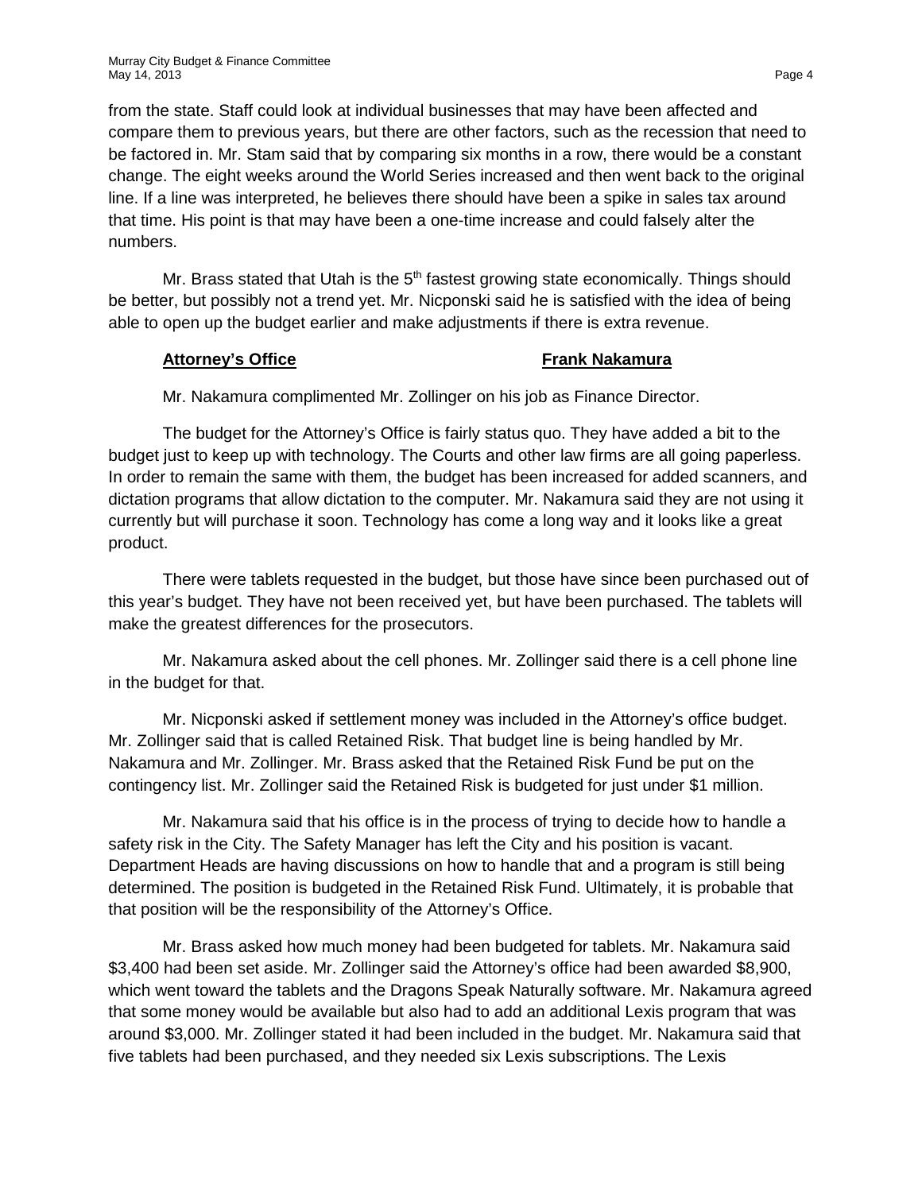from the state. Staff could look at individual businesses that may have been affected and compare them to previous years, but there are other factors, such as the recession that need to be factored in. Mr. Stam said that by comparing six months in a row, there would be a constant change. The eight weeks around the World Series increased and then went back to the original line. If a line was interpreted, he believes there should have been a spike in sales tax around that time. His point is that may have been a one-time increase and could falsely alter the numbers.

Mr. Brass stated that Utah is the 5th fastest growing state economically. Things should be better, but possibly not a trend yet. Mr. Nicponski said he is satisfied with the idea of being able to open up the budget earlier and make adjustments if there is extra revenue.

**Attorney's Office** **Frank Nakamura**

Mr. Nakamura complimented Mr. Zollinger on his job as Finance Director.

The budget for the Attorney's Office is fairly status quo. They have added a bit to the budget just to keep up with technology. The Courts and other law firms are all going paperless. In order to remain the same with them, the budget has been increased for added scanners, and dictation programs that allow dictation to the computer. Mr. Nakamura said they are not using it currently but will purchase it soon. Technology has come a long way and it looks like a great product.

There were tablets requested in the budget, but those have since been purchased out of this year's budget. They have not been received yet, but have been purchased. The tablets will make the greatest differences for the prosecutors.

Mr. Nakamura asked about the cell phones. Mr. Zollinger said there is a cell phone line in the budget for that.

Mr. Nicponski asked if settlement money was included in the Attorney's office budget. Mr. Zollinger said that is called Retained Risk. That budget line is being handled by Mr. Nakamura and Mr. Zollinger. Mr. Brass asked that the Retained Risk Fund be put on the contingency list. Mr. Zollinger said the Retained Risk is budgeted for just under $1 million.

Mr. Nakamura said that his office is in the process of trying to decide how to handle a safety risk in the City. The Safety Manager has left the City and his position is vacant. Department Heads are having discussions on how to handle that and a program is still being determined. The position is budgeted in the Retained Risk Fund. Ultimately, it is probable that that position will be the responsibility of the Attorney's Office.

Mr. Brass asked how much money had been budgeted for tablets. Mr. Nakamura said $3,400 had been set aside. Mr. Zollinger said the Attorney's office had been awarded $8,900, which went toward the tablets and the Dragons Speak Naturally software. Mr. Nakamura agreed that some money would be available but also had to add an additional Lexis program that was around $3,000. Mr. Zollinger stated it had been included in the budget. Mr. Nakamura said that five tablets had been purchased, and they needed six Lexis subscriptions. The Lexis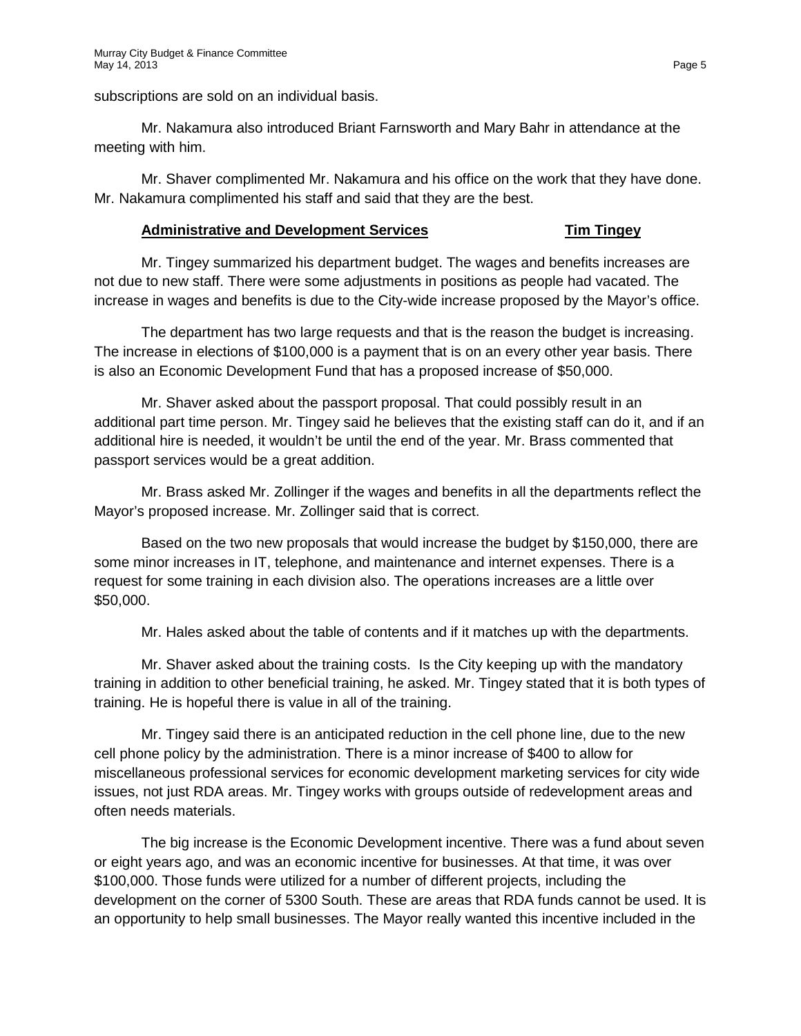subscriptions are sold on an individual basis.

Mr. Nakamura also introduced Briant Farnsworth and Mary Bahr in attendance at the meeting with him.

Mr. Shaver complimented Mr. Nakamura and his office on the work that they have done. Mr. Nakamura complimented his staff and said that they are the best.

**Administrative and Development Services** **Tim Tingey**

Mr. Tingey summarized his department budget. The wages and benefits increases are not due to new staff. There were some adjustments in positions as people had vacated. The increase in wages and benefits is due to the City-wide increase proposed by the Mayor's office.

The department has two large requests and that is the reason the budget is increasing. The increase in elections of $100,000 is a payment that is on an every other year basis. There is also an Economic Development Fund that has a proposed increase of $50,000.

Mr. Shaver asked about the passport proposal. That could possibly result in an additional part time person. Mr. Tingey said he believes that the existing staff can do it, and if an additional hire is needed, it wouldn't be until the end of the year. Mr. Brass commented that passport services would be a great addition.

Mr. Brass asked Mr. Zollinger if the wages and benefits in all the departments reflect the Mayor's proposed increase. Mr. Zollinger said that is correct.

Based on the two new proposals that would increase the budget by $150,000, there are some minor increases in IT, telephone, and maintenance and internet expenses. There is a request for some training in each division also. The operations increases are a little over $50,000.

Mr. Hales asked about the table of contents and if it matches up with the departments.

Mr. Shaver asked about the training costs. Is the City keeping up with the mandatory training in addition to other beneficial training, he asked. Mr. Tingey stated that it is both types of training. He is hopeful there is value in all of the training.

Mr. Tingey said there is an anticipated reduction in the cell phone line, due to the new cell phone policy by the administration. There is a minor increase of $400 to allow for miscellaneous professional services for economic development marketing services for city wide issues, not just RDA areas. Mr. Tingey works with groups outside of redevelopment areas and often needs materials.

The big increase is the Economic Development incentive. There was a fund about seven or eight years ago, and was an economic incentive for businesses. At that time, it was over $100,000. Those funds were utilized for a number of different projects, including the development on the corner of 5300 South. These are areas that RDA funds cannot be used. It is an opportunity to help small businesses. The Mayor really wanted this incentive included in the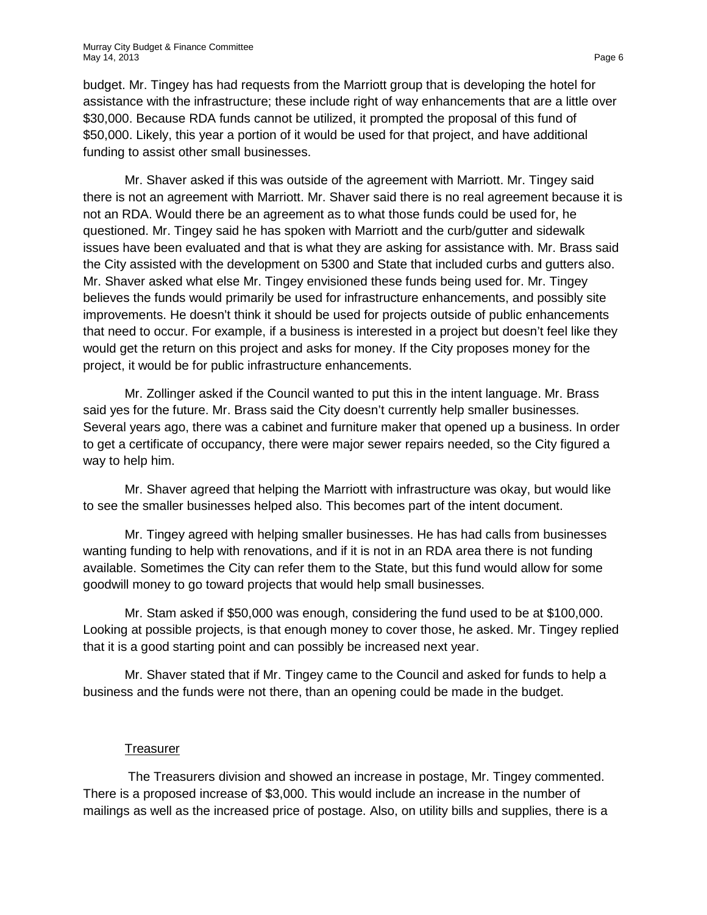budget. Mr. Tingey has had requests from the Marriott group that is developing the hotel for assistance with the infrastructure; these include right of way enhancements that are a little over $30,000. Because RDA funds cannot be utilized, it prompted the proposal of this fund of $50,000. Likely, this year a portion of it would be used for that project, and have additional funding to assist other small businesses.

Mr. Shaver asked if this was outside of the agreement with Marriott. Mr. Tingey said there is not an agreement with Marriott. Mr. Shaver said there is no real agreement because it is not an RDA. Would there be an agreement as to what those funds could be used for, he questioned. Mr. Tingey said he has spoken with Marriott and the curb/gutter and sidewalk issues have been evaluated and that is what they are asking for assistance with. Mr. Brass said the City assisted with the development on 5300 and State that included curbs and gutters also. Mr. Shaver asked what else Mr. Tingey envisioned these funds being used for. Mr. Tingey believes the funds would primarily be used for infrastructure enhancements, and possibly site improvements. He doesn't think it should be used for projects outside of public enhancements that need to occur. For example, if a business is interested in a project but doesn't feel like they would get the return on this project and asks for money. If the City proposes money for the project, it would be for public infrastructure enhancements.

Mr. Zollinger asked if the Council wanted to put this in the intent language. Mr. Brass said yes for the future. Mr. Brass said the City doesn't currently help smaller businesses. Several years ago, there was a cabinet and furniture maker that opened up a business. In order to get a certificate of occupancy, there were major sewer repairs needed, so the City figured a way to help him.

Mr. Shaver agreed that helping the Marriott with infrastructure was okay, but would like to see the smaller businesses helped also. This becomes part of the intent document.

Mr. Tingey agreed with helping smaller businesses. He has had calls from businesses wanting funding to help with renovations, and if it is not in an RDA area there is not funding available. Sometimes the City can refer them to the State, but this fund would allow for some goodwill money to go toward projects that would help small businesses.

Mr. Stam asked if $50,000 was enough, considering the fund used to be at $100,000. Looking at possible projects, is that enough money to cover those, he asked. Mr. Tingey replied that it is a good starting point and can possibly be increased next year.

Mr. Shaver stated that if Mr. Tingey came to the Council and asked for funds to help a business and the funds were not there, than an opening could be made in the budget.

Treasurer

The Treasurers division and showed an increase in postage, Mr. Tingey commented. There is a proposed increase of $3,000. This would include an increase in the number of mailings as well as the increased price of postage. Also, on utility bills and supplies, there is a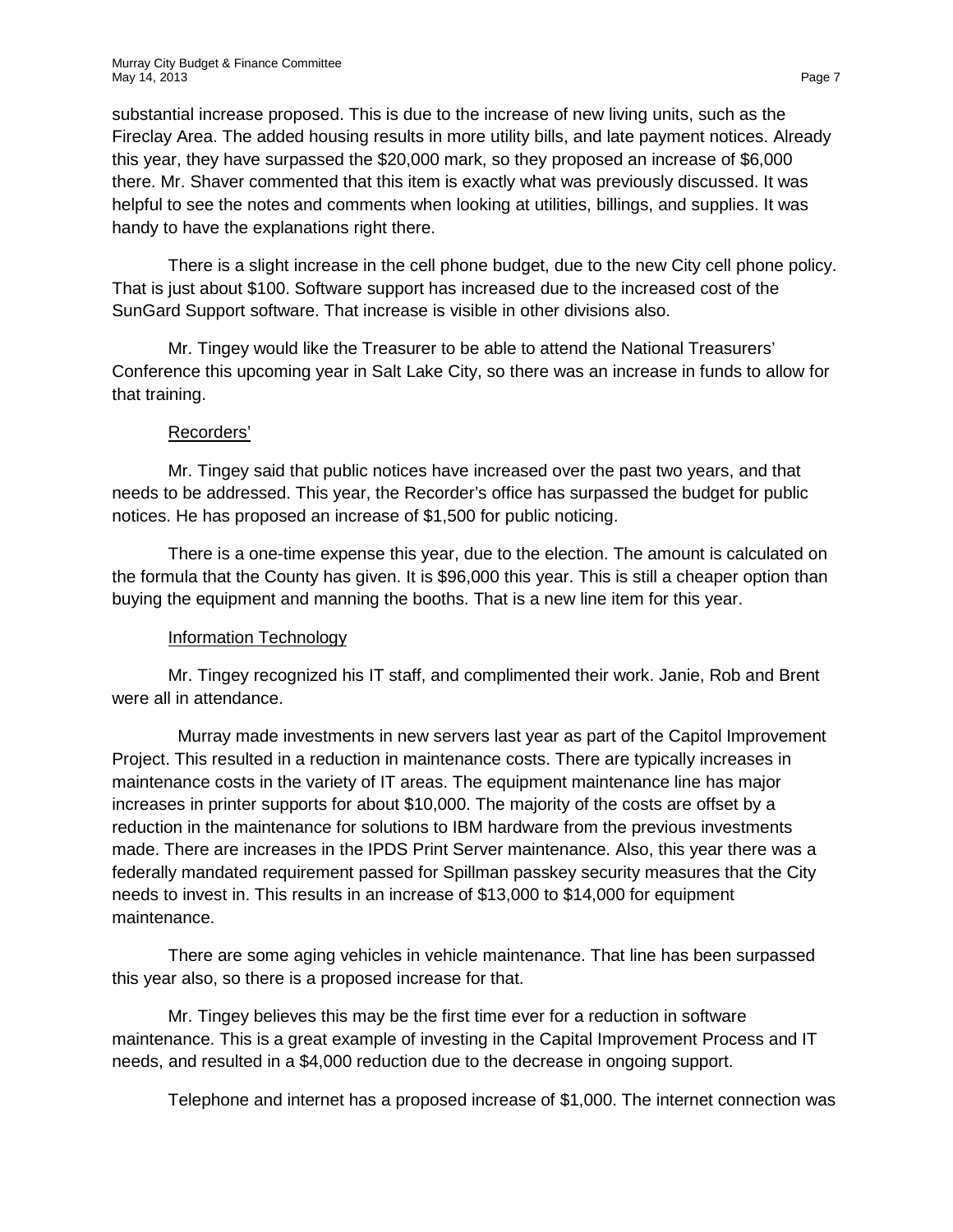substantial increase proposed. This is due to the increase of new living units, such as the Fireclay Area. The added housing results in more utility bills, and late payment notices. Already this year, they have surpassed the $20,000 mark, so they proposed an increase of $6,000 there. Mr. Shaver commented that this item is exactly what was previously discussed. It was helpful to see the notes and comments when looking at utilities, billings, and supplies. It was handy to have the explanations right there.

There is a slight increase in the cell phone budget, due to the new City cell phone policy. That is just about $100. Software support has increased due to the increased cost of the SunGard Support software. That increase is visible in other divisions also.

Mr. Tingey would like the Treasurer to be able to attend the National Treasurers' Conference this upcoming year in Salt Lake City, so there was an increase in funds to allow for that training.

Recorders'

Mr. Tingey said that public notices have increased over the past two years, and that needs to be addressed. This year, the Recorder's office has surpassed the budget for public notices. He has proposed an increase of $1,500 for public noticing.

There is a one-time expense this year, due to the election. The amount is calculated on the formula that the County has given. It is $96,000 this year. This is still a cheaper option than buying the equipment and manning the booths. That is a new line item for this year.

Information Technology

Mr. Tingey recognized his IT staff, and complimented their work. Janie, Rob and Brent were all in attendance.

Murray made investments in new servers last year as part of the Capitol Improvement Project. This resulted in a reduction in maintenance costs. There are typically increases in maintenance costs in the variety of IT areas. The equipment maintenance line has major increases in printer supports for about $10,000. The majority of the costs are offset by a reduction in the maintenance for solutions to IBM hardware from the previous investments made. There are increases in the IPDS Print Server maintenance. Also, this year there was a federally mandated requirement passed for Spillman passkey security measures that the City needs to invest in. This results in an increase of $13,000 to $14,000 for equipment maintenance.

There are some aging vehicles in vehicle maintenance. That line has been surpassed this year also, so there is a proposed increase for that.

Mr. Tingey believes this may be the first time ever for a reduction in software maintenance. This is a great example of investing in the Capital Improvement Process and IT needs, and resulted in a $4,000 reduction due to the decrease in ongoing support.

Telephone and internet has a proposed increase of $1,000. The internet connection was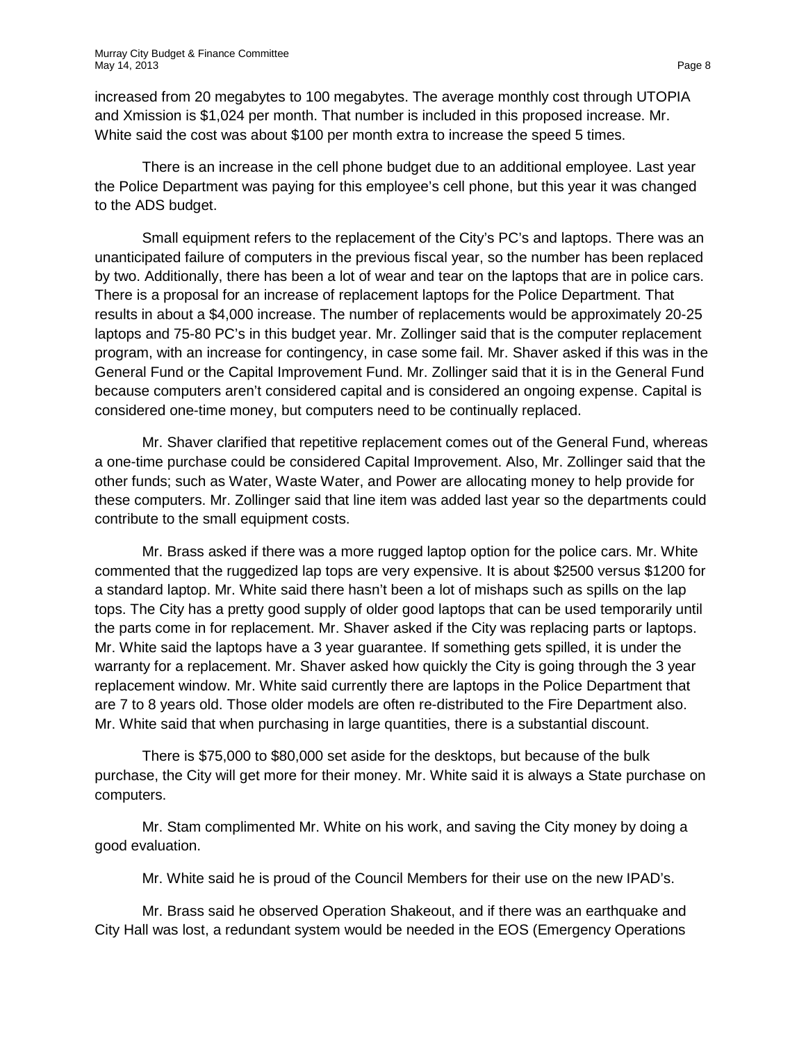increased from 20 megabytes to 100 megabytes. The average monthly cost through UTOPIA and Xmission is $1,024 per month. That number is included in this proposed increase. Mr. White said the cost was about $100 per month extra to increase the speed 5 times.

There is an increase in the cell phone budget due to an additional employee. Last year the Police Department was paying for this employee's cell phone, but this year it was changed to the ADS budget.

Small equipment refers to the replacement of the City's PC's and laptops. There was an unanticipated failure of computers in the previous fiscal year, so the number has been replaced by two. Additionally, there has been a lot of wear and tear on the laptops that are in police cars. There is a proposal for an increase of replacement laptops for the Police Department. That results in about a $4,000 increase. The number of replacements would be approximately 20-25 laptops and 75-80 PC's in this budget year. Mr. Zollinger said that is the computer replacement program, with an increase for contingency, in case some fail. Mr. Shaver asked if this was in the General Fund or the Capital Improvement Fund. Mr. Zollinger said that it is in the General Fund because computers aren't considered capital and is considered an ongoing expense. Capital is considered one-time money, but computers need to be continually replaced.

Mr. Shaver clarified that repetitive replacement comes out of the General Fund, whereas a one-time purchase could be considered Capital Improvement. Also, Mr. Zollinger said that the other funds; such as Water, Waste Water, and Power are allocating money to help provide for these computers. Mr. Zollinger said that line item was added last year so the departments could contribute to the small equipment costs.

Mr. Brass asked if there was a more rugged laptop option for the police cars. Mr. White commented that the ruggedized lap tops are very expensive. It is about $2500 versus $1200 for a standard laptop. Mr. White said there hasn't been a lot of mishaps such as spills on the lap tops. The City has a pretty good supply of older good laptops that can be used temporarily until the parts come in for replacement. Mr. Shaver asked if the City was replacing parts or laptops. Mr. White said the laptops have a 3 year guarantee. If something gets spilled, it is under the warranty for a replacement. Mr. Shaver asked how quickly the City is going through the 3 year replacement window. Mr. White said currently there are laptops in the Police Department that are 7 to 8 years old. Those older models are often re-distributed to the Fire Department also. Mr. White said that when purchasing in large quantities, there is a substantial discount.

There is $75,000 to $80,000 set aside for the desktops, but because of the bulk purchase, the City will get more for their money. Mr. White said it is always a State purchase on computers.

Mr. Stam complimented Mr. White on his work, and saving the City money by doing a good evaluation.

Mr. White said he is proud of the Council Members for their use on the new IPAD's.

Mr. Brass said he observed Operation Shakeout, and if there was an earthquake and City Hall was lost, a redundant system would be needed in the EOS (Emergency Operations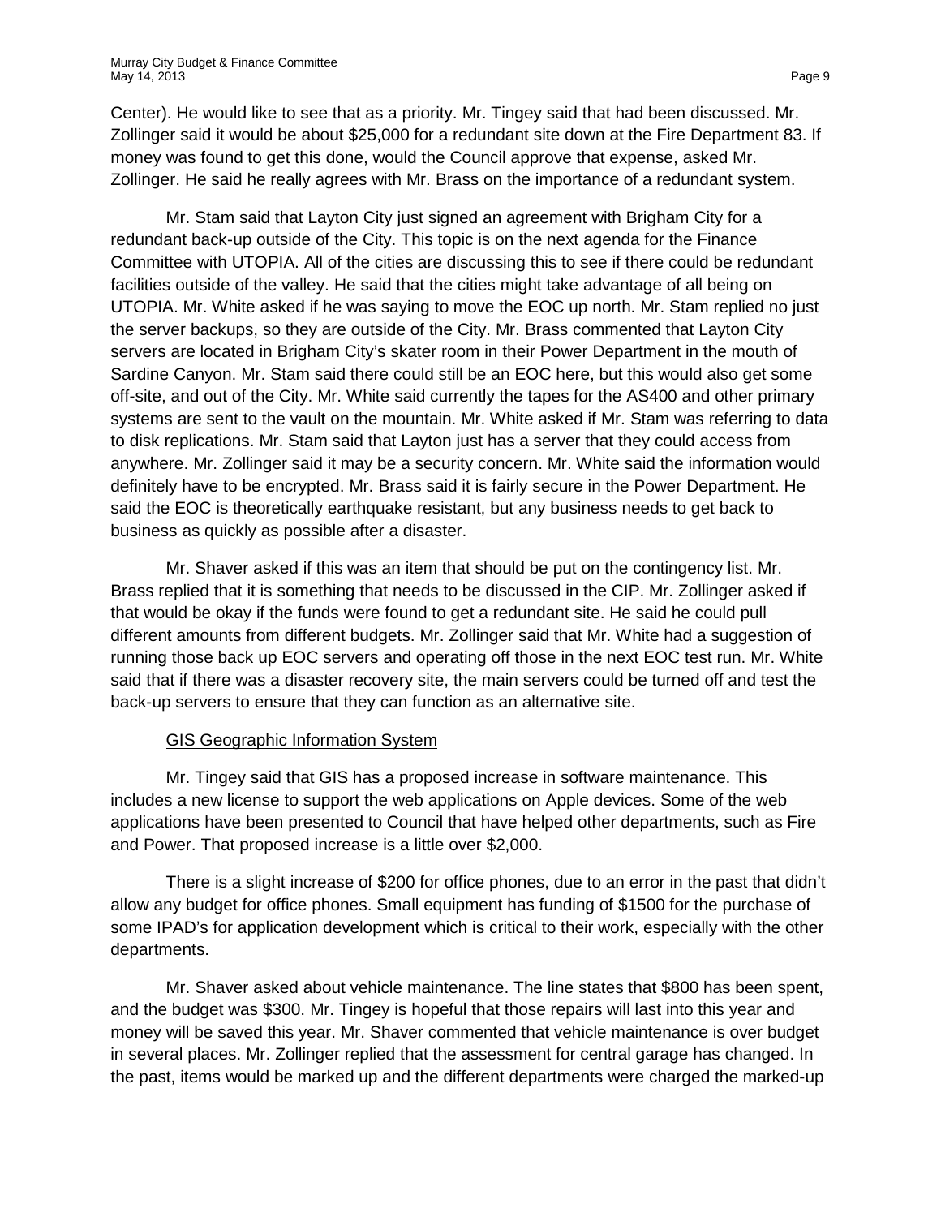Center). He would like to see that as a priority. Mr. Tingey said that had been discussed. Mr. Zollinger said it would be about $25,000 for a redundant site down at the Fire Department 83. If money was found to get this done, would the Council approve that expense, asked Mr. Zollinger. He said he really agrees with Mr. Brass on the importance of a redundant system.

Mr. Stam said that Layton City just signed an agreement with Brigham City for a redundant back-up outside of the City. This topic is on the next agenda for the Finance Committee with UTOPIA. All of the cities are discussing this to see if there could be redundant facilities outside of the valley. He said that the cities might take advantage of all being on UTOPIA. Mr. White asked if he was saying to move the EOC up north. Mr. Stam replied no just the server backups, so they are outside of the City. Mr. Brass commented that Layton City servers are located in Brigham City's skater room in their Power Department in the mouth of Sardine Canyon. Mr. Stam said there could still be an EOC here, but this would also get some off-site, and out of the City. Mr. White said currently the tapes for the AS400 and other primary systems are sent to the vault on the mountain. Mr. White asked if Mr. Stam was referring to data to disk replications. Mr. Stam said that Layton just has a server that they could access from anywhere. Mr. Zollinger said it may be a security concern. Mr. White said the information would definitely have to be encrypted. Mr. Brass said it is fairly secure in the Power Department. He said the EOC is theoretically earthquake resistant, but any business needs to get back to business as quickly as possible after a disaster.

Mr. Shaver asked if this was an item that should be put on the contingency list. Mr. Brass replied that it is something that needs to be discussed in the CIP. Mr. Zollinger asked if that would be okay if the funds were found to get a redundant site. He said he could pull different amounts from different budgets. Mr. Zollinger said that Mr. White had a suggestion of running those back up EOC servers and operating off those in the next EOC test run. Mr. White said that if there was a disaster recovery site, the main servers could be turned off and test the back-up servers to ensure that they can function as an alternative site.

GIS Geographic Information System

Mr. Tingey said that GIS has a proposed increase in software maintenance. This includes a new license to support the web applications on Apple devices. Some of the web applications have been presented to Council that have helped other departments, such as Fire and Power. That proposed increase is a little over $2,000.

There is a slight increase of $200 for office phones, due to an error in the past that didn't allow any budget for office phones. Small equipment has funding of $1500 for the purchase of some IPAD's for application development which is critical to their work, especially with the other departments.

Mr. Shaver asked about vehicle maintenance. The line states that $800 has been spent, and the budget was $300. Mr. Tingey is hopeful that those repairs will last into this year and money will be saved this year. Mr. Shaver commented that vehicle maintenance is over budget in several places. Mr. Zollinger replied that the assessment for central garage has changed. In the past, items would be marked up and the different departments were charged the marked-up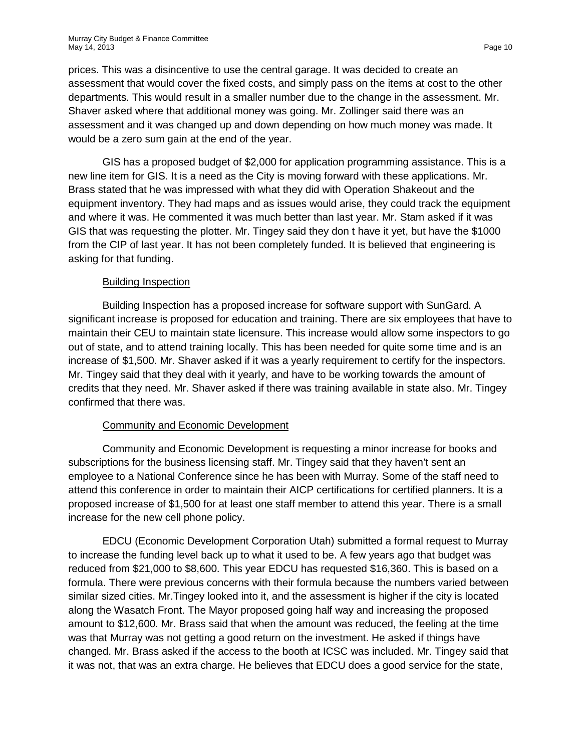prices. This was a disincentive to use the central garage. It was decided to create an assessment that would cover the fixed costs, and simply pass on the items at cost to the other departments. This would result in a smaller number due to the change in the assessment. Mr. Shaver asked where that additional money was going. Mr. Zollinger said there was an assessment and it was changed up and down depending on how much money was made. It would be a zero sum gain at the end of the year.

GIS has a proposed budget of $2,000 for application programming assistance. This is a new line item for GIS. It is a need as the City is moving forward with these applications. Mr. Brass stated that he was impressed with what they did with Operation Shakeout and the equipment inventory. They had maps and as issues would arise, they could track the equipment and where it was. He commented it was much better than last year. Mr. Stam asked if it was GIS that was requesting the plotter. Mr. Tingey said they don t have it yet, but have the $1000 from the CIP of last year. It has not been completely funded. It is believed that engineering is asking for that funding.

Building Inspection

Building Inspection has a proposed increase for software support with SunGard. A significant increase is proposed for education and training. There are six employees that have to maintain their CEU to maintain state licensure. This increase would allow some inspectors to go out of state, and to attend training locally. This has been needed for quite some time and is an increase of $1,500. Mr. Shaver asked if it was a yearly requirement to certify for the inspectors. Mr. Tingey said that they deal with it yearly, and have to be working towards the amount of credits that they need. Mr. Shaver asked if there was training available in state also. Mr. Tingey confirmed that there was.

Community and Economic Development

Community and Economic Development is requesting a minor increase for books and subscriptions for the business licensing staff. Mr. Tingey said that they haven't sent an employee to a National Conference since he has been with Murray. Some of the staff need to attend this conference in order to maintain their AICP certifications for certified planners. It is a proposed increase of $1,500 for at least one staff member to attend this year. There is a small increase for the new cell phone policy.

EDCU (Economic Development Corporation Utah) submitted a formal request to Murray to increase the funding level back up to what it used to be. A few years ago that budget was reduced from $21,000 to $8,600. This year EDCU has requested $16,360. This is based on a formula. There were previous concerns with their formula because the numbers varied between similar sized cities. Mr.Tingey looked into it, and the assessment is higher if the city is located along the Wasatch Front. The Mayor proposed going half way and increasing the proposed amount to $12,600. Mr. Brass said that when the amount was reduced, the feeling at the time was that Murray was not getting a good return on the investment. He asked if things have changed. Mr. Brass asked if the access to the booth at ICSC was included. Mr. Tingey said that it was not, that was an extra charge. He believes that EDCU does a good service for the state,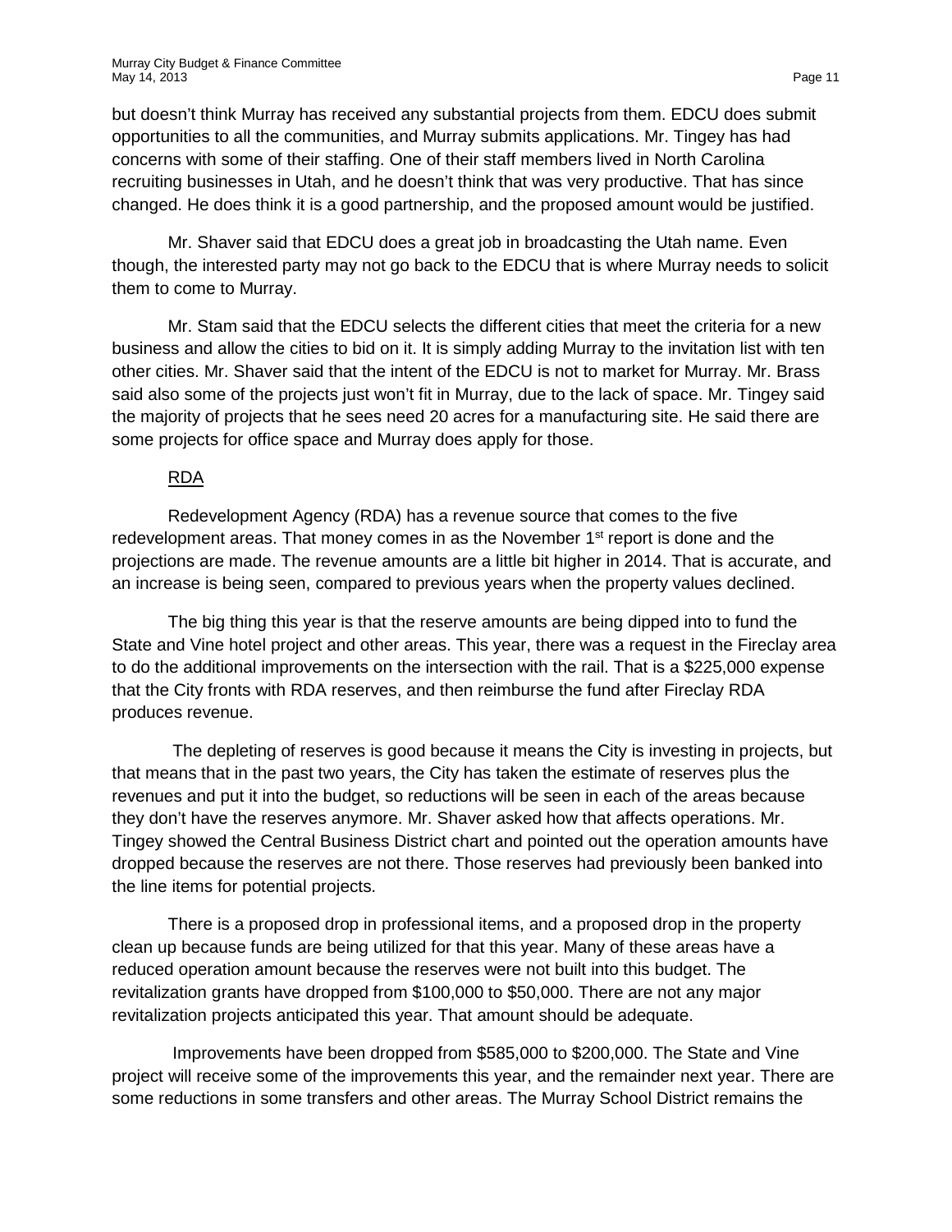but doesn't think Murray has received any substantial projects from them. EDCU does submit opportunities to all the communities, and Murray submits applications. Mr. Tingey has had concerns with some of their staffing. One of their staff members lived in North Carolina recruiting businesses in Utah, and he doesn't think that was very productive. That has since changed. He does think it is a good partnership, and the proposed amount would be justified.

Mr. Shaver said that EDCU does a great job in broadcasting the Utah name. Even though, the interested party may not go back to the EDCU that is where Murray needs to solicit them to come to Murray.

Mr. Stam said that the EDCU selects the different cities that meet the criteria for a new business and allow the cities to bid on it. It is simply adding Murray to the invitation list with ten other cities. Mr. Shaver said that the intent of the EDCU is not to market for Murray. Mr. Brass said also some of the projects just won't fit in Murray, due to the lack of space. Mr. Tingey said the majority of projects that he sees need 20 acres for a manufacturing site. He said there are some projects for office space and Murray does apply for those.

RDA

Redevelopment Agency (RDA) has a revenue source that comes to the five redevelopment areas. That money comes in as the November 1st report is done and the projections are made. The revenue amounts are a little bit higher in 2014. That is accurate, and an increase is being seen, compared to previous years when the property values declined.

The big thing this year is that the reserve amounts are being dipped into to fund the State and Vine hotel project and other areas. This year, there was a request in the Fireclay area to do the additional improvements on the intersection with the rail. That is a $225,000 expense that the City fronts with RDA reserves, and then reimburse the fund after Fireclay RDA produces revenue.

The depleting of reserves is good because it means the City is investing in projects, but that means that in the past two years, the City has taken the estimate of reserves plus the revenues and put it into the budget, so reductions will be seen in each of the areas because they don't have the reserves anymore. Mr. Shaver asked how that affects operations. Mr. Tingey showed the Central Business District chart and pointed out the operation amounts have dropped because the reserves are not there. Those reserves had previously been banked into the line items for potential projects.

There is a proposed drop in professional items, and a proposed drop in the property clean up because funds are being utilized for that this year. Many of these areas have a reduced operation amount because the reserves were not built into this budget. The revitalization grants have dropped from $100,000 to $50,000. There are not any major revitalization projects anticipated this year. That amount should be adequate.

Improvements have been dropped from $585,000 to $200,000. The State and Vine project will receive some of the improvements this year, and the remainder next year. There are some reductions in some transfers and other areas. The Murray School District remains the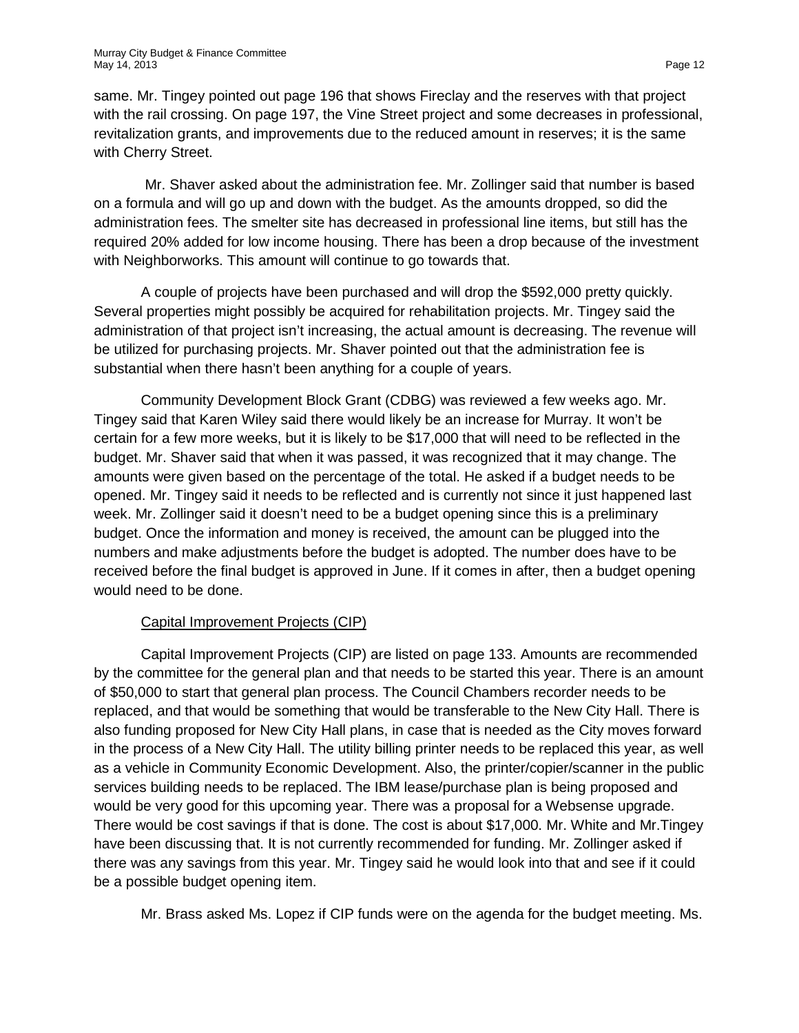same. Mr. Tingey pointed out page 196 that shows Fireclay and the reserves with that project with the rail crossing. On page 197, the Vine Street project and some decreases in professional, revitalization grants, and improvements due to the reduced amount in reserves; it is the same with Cherry Street.

Mr. Shaver asked about the administration fee. Mr. Zollinger said that number is based on a formula and will go up and down with the budget. As the amounts dropped, so did the administration fees. The smelter site has decreased in professional line items, but still has the required 20% added for low income housing. There has been a drop because of the investment with Neighborworks. This amount will continue to go towards that.

A couple of projects have been purchased and will drop the $592,000 pretty quickly. Several properties might possibly be acquired for rehabilitation projects. Mr. Tingey said the administration of that project isn't increasing, the actual amount is decreasing. The revenue will be utilized for purchasing projects. Mr. Shaver pointed out that the administration fee is substantial when there hasn't been anything for a couple of years.

Community Development Block Grant (CDBG) was reviewed a few weeks ago. Mr. Tingey said that Karen Wiley said there would likely be an increase for Murray. It won't be certain for a few more weeks, but it is likely to be $17,000 that will need to be reflected in the budget. Mr. Shaver said that when it was passed, it was recognized that it may change. The amounts were given based on the percentage of the total. He asked if a budget needs to be opened. Mr. Tingey said it needs to be reflected and is currently not since it just happened last week. Mr. Zollinger said it doesn't need to be a budget opening since this is a preliminary budget. Once the information and money is received, the amount can be plugged into the numbers and make adjustments before the budget is adopted. The number does have to be received before the final budget is approved in June. If it comes in after, then a budget opening would need to be done.

Capital Improvement Projects (CIP)

Capital Improvement Projects (CIP) are listed on page 133. Amounts are recommended by the committee for the general plan and that needs to be started this year. There is an amount of $50,000 to start that general plan process. The Council Chambers recorder needs to be replaced, and that would be something that would be transferable to the New City Hall. There is also funding proposed for New City Hall plans, in case that is needed as the City moves forward in the process of a New City Hall. The utility billing printer needs to be replaced this year, as well as a vehicle in Community Economic Development. Also, the printer/copier/scanner in the public services building needs to be replaced. The IBM lease/purchase plan is being proposed and would be very good for this upcoming year. There was a proposal for a Websense upgrade. There would be cost savings if that is done. The cost is about $17,000. Mr. White and Mr.Tingey have been discussing that. It is not currently recommended for funding. Mr. Zollinger asked if there was any savings from this year. Mr. Tingey said he would look into that and see if it could be a possible budget opening item.

Mr. Brass asked Ms. Lopez if CIP funds were on the agenda for the budget meeting. Ms.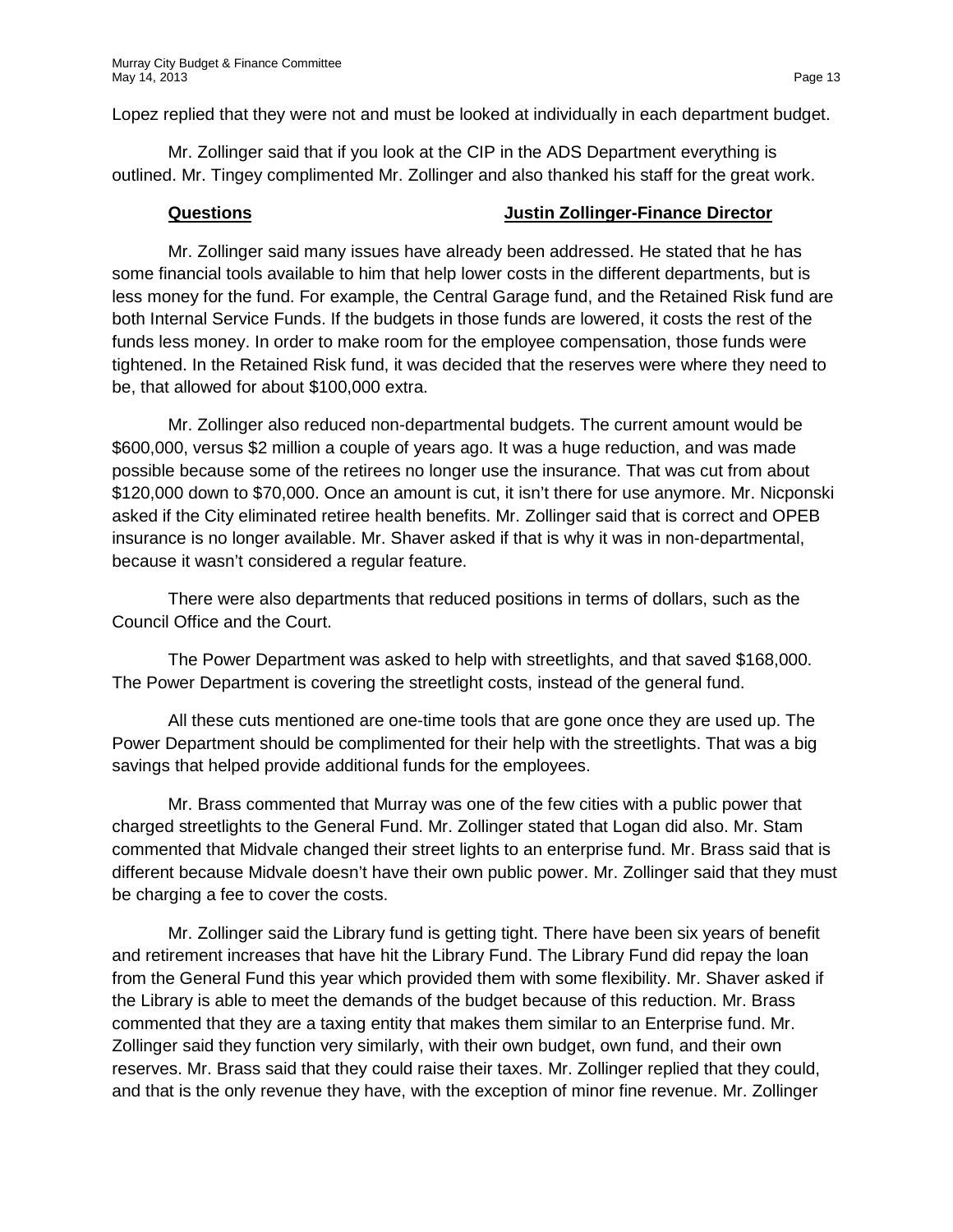Lopez replied that they were not and must be looked at individually in each department budget.

Mr. Zollinger said that if you look at the CIP in the ADS Department everything is outlined. Mr. Tingey complimented Mr. Zollinger and also thanked his staff for the great work.

**Questions** **Justin Zollinger-Finance Director**

Mr. Zollinger said many issues have already been addressed. He stated that he has some financial tools available to him that help lower costs in the different departments, but is less money for the fund. For example, the Central Garage fund, and the Retained Risk fund are both Internal Service Funds. If the budgets in those funds are lowered, it costs the rest of the funds less money. In order to make room for the employee compensation, those funds were tightened. In the Retained Risk fund, it was decided that the reserves were where they need to be, that allowed for about $100,000 extra.

Mr. Zollinger also reduced non-departmental budgets. The current amount would be $600,000, versus $2 million a couple of years ago. It was a huge reduction, and was made possible because some of the retirees no longer use the insurance. That was cut from about $120,000 down to $70,000. Once an amount is cut, it isn't there for use anymore. Mr. Nicponski asked if the City eliminated retiree health benefits. Mr. Zollinger said that is correct and OPEB insurance is no longer available. Mr. Shaver asked if that is why it was in non-departmental, because it wasn't considered a regular feature.

There were also departments that reduced positions in terms of dollars, such as the Council Office and the Court.

The Power Department was asked to help with streetlights, and that saved $168,000. The Power Department is covering the streetlight costs, instead of the general fund.

All these cuts mentioned are one-time tools that are gone once they are used up. The Power Department should be complimented for their help with the streetlights. That was a big savings that helped provide additional funds for the employees.

Mr. Brass commented that Murray was one of the few cities with a public power that charged streetlights to the General Fund. Mr. Zollinger stated that Logan did also. Mr. Stam commented that Midvale changed their street lights to an enterprise fund. Mr. Brass said that is different because Midvale doesn't have their own public power. Mr. Zollinger said that they must be charging a fee to cover the costs.

Mr. Zollinger said the Library fund is getting tight. There have been six years of benefit and retirement increases that have hit the Library Fund. The Library Fund did repay the loan from the General Fund this year which provided them with some flexibility. Mr. Shaver asked if the Library is able to meet the demands of the budget because of this reduction. Mr. Brass commented that they are a taxing entity that makes them similar to an Enterprise fund. Mr. Zollinger said they function very similarly, with their own budget, own fund, and their own reserves. Mr. Brass said that they could raise their taxes. Mr. Zollinger replied that they could, and that is the only revenue they have, with the exception of minor fine revenue. Mr. Zollinger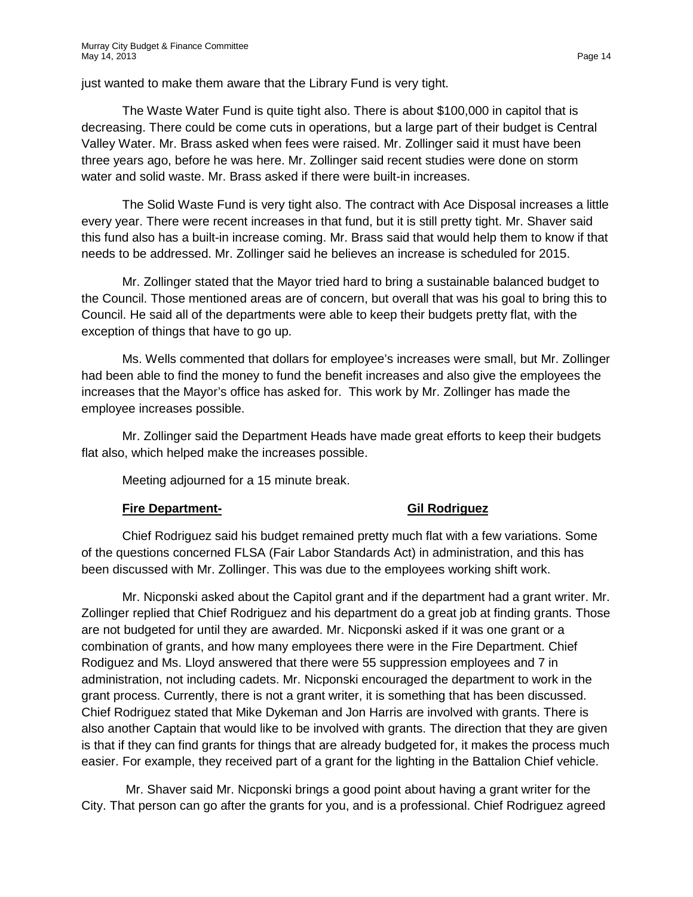just wanted to make them aware that the Library Fund is very tight.

The Waste Water Fund is quite tight also. There is about $100,000 in capitol that is decreasing. There could be come cuts in operations, but a large part of their budget is Central Valley Water. Mr. Brass asked when fees were raised. Mr. Zollinger said it must have been three years ago, before he was here. Mr. Zollinger said recent studies were done on storm water and solid waste. Mr. Brass asked if there were built-in increases.

The Solid Waste Fund is very tight also. The contract with Ace Disposal increases a little every year. There were recent increases in that fund, but it is still pretty tight. Mr. Shaver said this fund also has a built-in increase coming. Mr. Brass said that would help them to know if that needs to be addressed. Mr. Zollinger said he believes an increase is scheduled for 2015.

Mr. Zollinger stated that the Mayor tried hard to bring a sustainable balanced budget to the Council. Those mentioned areas are of concern, but overall that was his goal to bring this to Council. He said all of the departments were able to keep their budgets pretty flat, with the exception of things that have to go up.

Ms. Wells commented that dollars for employee's increases were small, but Mr. Zollinger had been able to find the money to fund the benefit increases and also give the employees the increases that the Mayor's office has asked for. This work by Mr. Zollinger has made the employee increases possible.

Mr. Zollinger said the Department Heads have made great efforts to keep their budgets flat also, which helped make the increases possible.

Meeting adjourned for a 15 minute break.

**Fire Department-** **Gil Rodriguez**

Chief Rodriguez said his budget remained pretty much flat with a few variations. Some of the questions concerned FLSA (Fair Labor Standards Act) in administration, and this has been discussed with Mr. Zollinger. This was due to the employees working shift work.

Mr. Nicponski asked about the Capitol grant and if the department had a grant writer. Mr. Zollinger replied that Chief Rodriguez and his department do a great job at finding grants. Those are not budgeted for until they are awarded. Mr. Nicponski asked if it was one grant or a combination of grants, and how many employees there were in the Fire Department. Chief Rodiguez and Ms. Lloyd answered that there were 55 suppression employees and 7 in administration, not including cadets. Mr. Nicponski encouraged the department to work in the grant process. Currently, there is not a grant writer, it is something that has been discussed. Chief Rodriguez stated that Mike Dykeman and Jon Harris are involved with grants. There is also another Captain that would like to be involved with grants. The direction that they are given is that if they can find grants for things that are already budgeted for, it makes the process much easier. For example, they received part of a grant for the lighting in the Battalion Chief vehicle.

Mr. Shaver said Mr. Nicponski brings a good point about having a grant writer for the City. That person can go after the grants for you, and is a professional. Chief Rodriguez agreed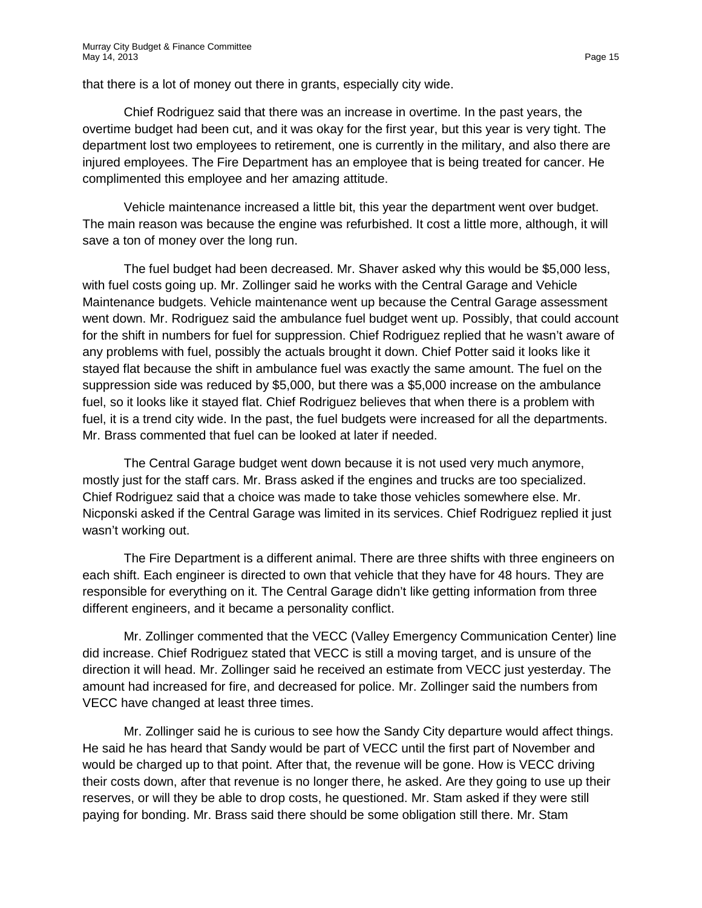that there is a lot of money out there in grants, especially city wide.

Chief Rodriguez said that there was an increase in overtime. In the past years, the overtime budget had been cut, and it was okay for the first year, but this year is very tight. The department lost two employees to retirement, one is currently in the military, and also there are injured employees. The Fire Department has an employee that is being treated for cancer. He complimented this employee and her amazing attitude.

Vehicle maintenance increased a little bit, this year the department went over budget. The main reason was because the engine was refurbished. It cost a little more, although, it will save a ton of money over the long run.

The fuel budget had been decreased. Mr. Shaver asked why this would be $5,000 less, with fuel costs going up. Mr. Zollinger said he works with the Central Garage and Vehicle Maintenance budgets. Vehicle maintenance went up because the Central Garage assessment went down. Mr. Rodriguez said the ambulance fuel budget went up. Possibly, that could account for the shift in numbers for fuel for suppression. Chief Rodriguez replied that he wasn't aware of any problems with fuel, possibly the actuals brought it down. Chief Potter said it looks like it stayed flat because the shift in ambulance fuel was exactly the same amount. The fuel on the suppression side was reduced by $5,000, but there was a $5,000 increase on the ambulance fuel, so it looks like it stayed flat. Chief Rodriguez believes that when there is a problem with fuel, it is a trend city wide. In the past, the fuel budgets were increased for all the departments. Mr. Brass commented that fuel can be looked at later if needed.

The Central Garage budget went down because it is not used very much anymore, mostly just for the staff cars. Mr. Brass asked if the engines and trucks are too specialized. Chief Rodriguez said that a choice was made to take those vehicles somewhere else. Mr. Nicponski asked if the Central Garage was limited in its services. Chief Rodriguez replied it just wasn't working out.

The Fire Department is a different animal. There are three shifts with three engineers on each shift. Each engineer is directed to own that vehicle that they have for 48 hours. They are responsible for everything on it. The Central Garage didn't like getting information from three different engineers, and it became a personality conflict.

Mr. Zollinger commented that the VECC (Valley Emergency Communication Center) line did increase. Chief Rodriguez stated that VECC is still a moving target, and is unsure of the direction it will head. Mr. Zollinger said he received an estimate from VECC just yesterday. The amount had increased for fire, and decreased for police. Mr. Zollinger said the numbers from VECC have changed at least three times.

Mr. Zollinger said he is curious to see how the Sandy City departure would affect things. He said he has heard that Sandy would be part of VECC until the first part of November and would be charged up to that point. After that, the revenue will be gone. How is VECC driving their costs down, after that revenue is no longer there, he asked. Are they going to use up their reserves, or will they be able to drop costs, he questioned. Mr. Stam asked if they were still paying for bonding. Mr. Brass said there should be some obligation still there. Mr. Stam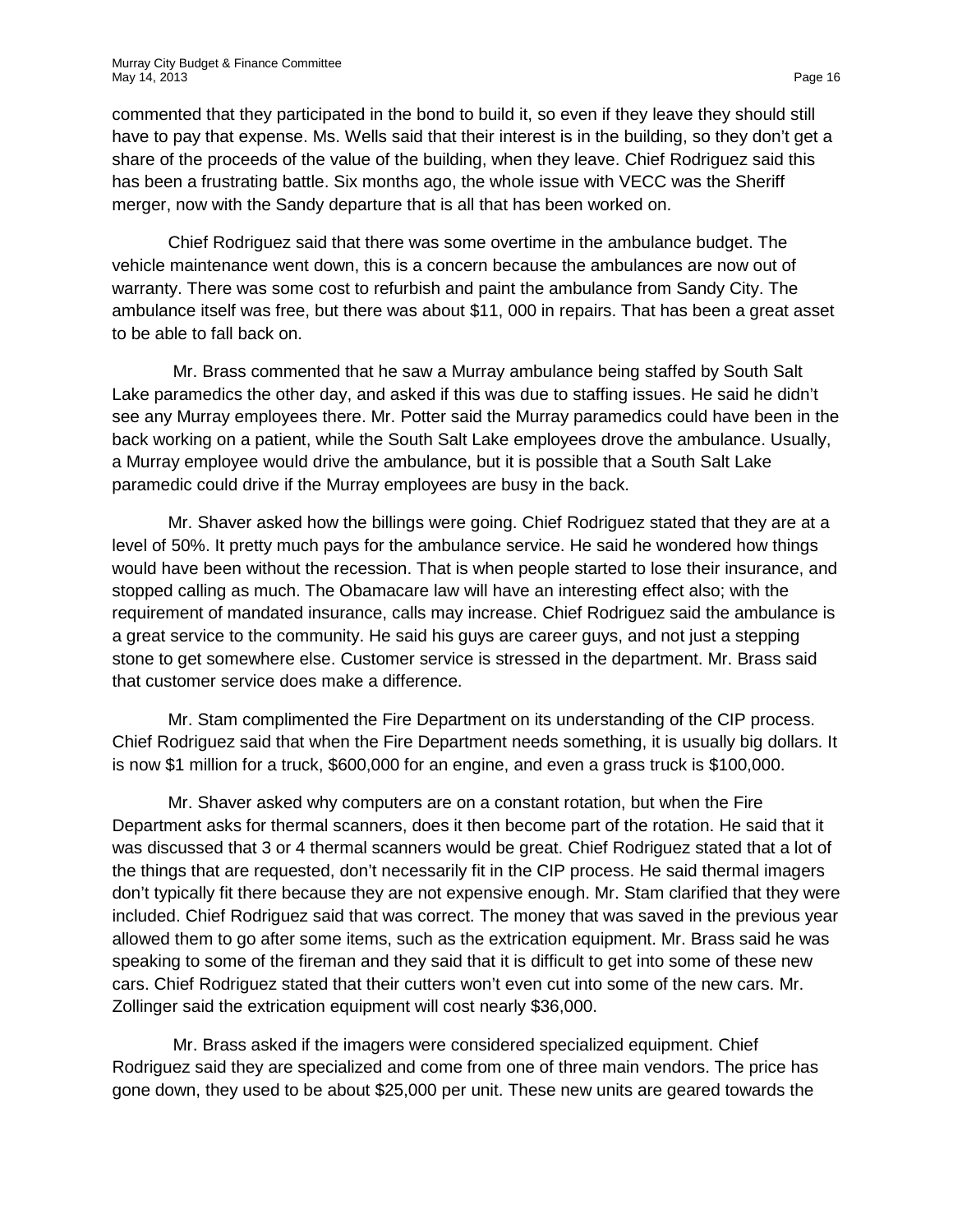commented that they participated in the bond to build it, so even if they leave they should still have to pay that expense. Ms. Wells said that their interest is in the building, so they don't get a share of the proceeds of the value of the building, when they leave. Chief Rodriguez said this has been a frustrating battle. Six months ago, the whole issue with VECC was the Sheriff merger, now with the Sandy departure that is all that has been worked on.

Chief Rodriguez said that there was some overtime in the ambulance budget. The vehicle maintenance went down, this is a concern because the ambulances are now out of warranty. There was some cost to refurbish and paint the ambulance from Sandy City. The ambulance itself was free, but there was about $11, 000 in repairs. That has been a great asset to be able to fall back on.

Mr. Brass commented that he saw a Murray ambulance being staffed by South Salt Lake paramedics the other day, and asked if this was due to staffing issues. He said he didn't see any Murray employees there. Mr. Potter said the Murray paramedics could have been in the back working on a patient, while the South Salt Lake employees drove the ambulance. Usually, a Murray employee would drive the ambulance, but it is possible that a South Salt Lake paramedic could drive if the Murray employees are busy in the back.

Mr. Shaver asked how the billings were going. Chief Rodriguez stated that they are at a level of 50%. It pretty much pays for the ambulance service. He said he wondered how things would have been without the recession. That is when people started to lose their insurance, and stopped calling as much. The Obamacare law will have an interesting effect also; with the requirement of mandated insurance, calls may increase. Chief Rodriguez said the ambulance is a great service to the community. He said his guys are career guys, and not just a stepping stone to get somewhere else. Customer service is stressed in the department. Mr. Brass said that customer service does make a difference.

Mr. Stam complimented the Fire Department on its understanding of the CIP process. Chief Rodriguez said that when the Fire Department needs something, it is usually big dollars. It is now $1 million for a truck, $600,000 for an engine, and even a grass truck is $100,000.

Mr. Shaver asked why computers are on a constant rotation, but when the Fire Department asks for thermal scanners, does it then become part of the rotation. He said that it was discussed that 3 or 4 thermal scanners would be great. Chief Rodriguez stated that a lot of the things that are requested, don't necessarily fit in the CIP process. He said thermal imagers don't typically fit there because they are not expensive enough. Mr. Stam clarified that they were included. Chief Rodriguez said that was correct. The money that was saved in the previous year allowed them to go after some items, such as the extrication equipment. Mr. Brass said he was speaking to some of the fireman and they said that it is difficult to get into some of these new cars. Chief Rodriguez stated that their cutters won't even cut into some of the new cars. Mr. Zollinger said the extrication equipment will cost nearly $36,000.

Mr. Brass asked if the imagers were considered specialized equipment. Chief Rodriguez said they are specialized and come from one of three main vendors. The price has gone down, they used to be about $25,000 per unit. These new units are geared towards the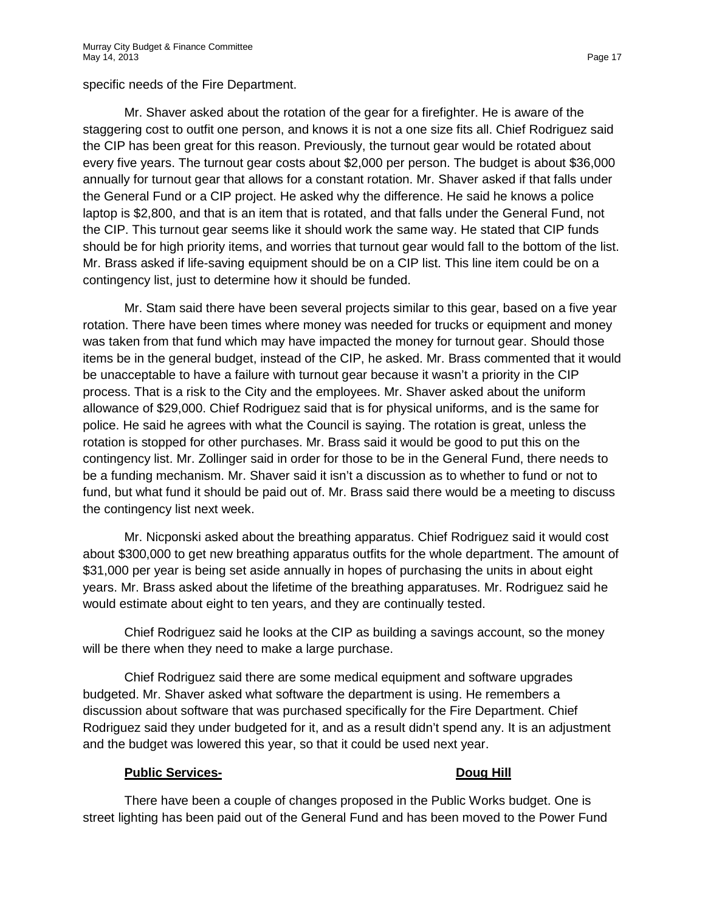specific needs of the Fire Department.

Mr. Shaver asked about the rotation of the gear for a firefighter. He is aware of the staggering cost to outfit one person, and knows it is not a one size fits all. Chief Rodriguez said the CIP has been great for this reason. Previously, the turnout gear would be rotated about every five years. The turnout gear costs about $2,000 per person. The budget is about $36,000 annually for turnout gear that allows for a constant rotation. Mr. Shaver asked if that falls under the General Fund or a CIP project. He asked why the difference. He said he knows a police laptop is $2,800, and that is an item that is rotated, and that falls under the General Fund, not the CIP. This turnout gear seems like it should work the same way. He stated that CIP funds should be for high priority items, and worries that turnout gear would fall to the bottom of the list. Mr. Brass asked if life-saving equipment should be on a CIP list. This line item could be on a contingency list, just to determine how it should be funded.

Mr. Stam said there have been several projects similar to this gear, based on a five year rotation. There have been times where money was needed for trucks or equipment and money was taken from that fund which may have impacted the money for turnout gear. Should those items be in the general budget, instead of the CIP, he asked. Mr. Brass commented that it would be unacceptable to have a failure with turnout gear because it wasn't a priority in the CIP process. That is a risk to the City and the employees. Mr. Shaver asked about the uniform allowance of $29,000. Chief Rodriguez said that is for physical uniforms, and is the same for police. He said he agrees with what the Council is saying. The rotation is great, unless the rotation is stopped for other purchases. Mr. Brass said it would be good to put this on the contingency list. Mr. Zollinger said in order for those to be in the General Fund, there needs to be a funding mechanism. Mr. Shaver said it isn't a discussion as to whether to fund or not to fund, but what fund it should be paid out of. Mr. Brass said there would be a meeting to discuss the contingency list next week.

Mr. Nicponski asked about the breathing apparatus. Chief Rodriguez said it would cost about $300,000 to get new breathing apparatus outfits for the whole department. The amount of $31,000 per year is being set aside annually in hopes of purchasing the units in about eight years. Mr. Brass asked about the lifetime of the breathing apparatuses. Mr. Rodriguez said he would estimate about eight to ten years, and they are continually tested.

Chief Rodriguez said he looks at the CIP as building a savings account, so the money will be there when they need to make a large purchase.

Chief Rodriguez said there are some medical equipment and software upgrades budgeted. Mr. Shaver asked what software the department is using. He remembers a discussion about software that was purchased specifically for the Fire Department. Chief Rodriguez said they under budgeted for it, and as a result didn't spend any. It is an adjustment and the budget was lowered this year, so that it could be used next year.

**Public Services-** **Doug Hill**

There have been a couple of changes proposed in the Public Works budget. One is street lighting has been paid out of the General Fund and has been moved to the Power Fund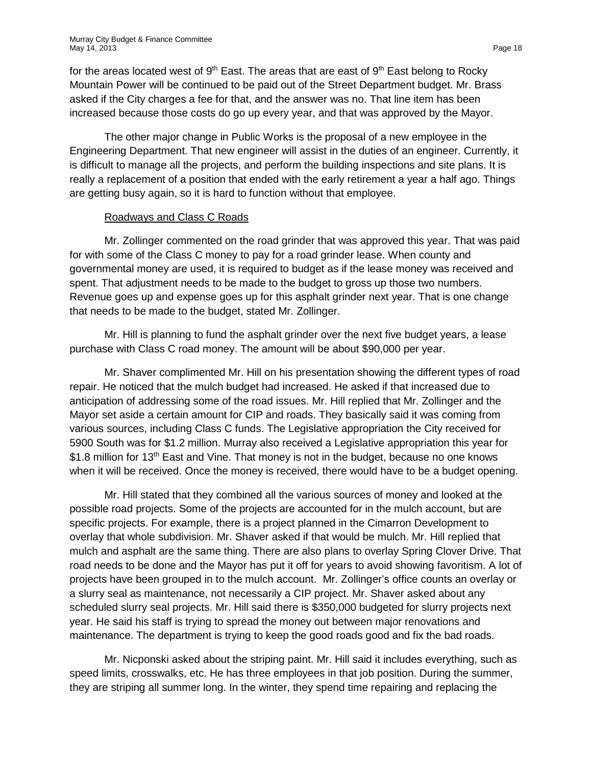for the areas located west of 9th East. The areas that are east of 9th East belong to Rocky Mountain Power will be continued to be paid out of the Street Department budget. Mr. Brass asked if the City charges a fee for that, and the answer was no. That line item has been increased because those costs do go up every year, and that was approved by the Mayor.

The other major change in Public Works is the proposal of a new employee in the Engineering Department. That new engineer will assist in the duties of an engineer. Currently, it is difficult to manage all the projects, and perform the building inspections and site plans. It is really a replacement of a position that ended with the early retirement a year a half ago. Things are getting busy again, so it is hard to function without that employee.

Roadways and Class C Roads

Mr. Zollinger commented on the road grinder that was approved this year. That was paid for with some of the Class C money to pay for a road grinder lease. When county and governmental money are used, it is required to budget as if the lease money was received and spent. That adjustment needs to be made to the budget to gross up those two numbers. Revenue goes up and expense goes up for this asphalt grinder next year. That is one change that needs to be made to the budget, stated Mr. Zollinger.

Mr. Hill is planning to fund the asphalt grinder over the next five budget years, a lease purchase with Class C road money. The amount will be about $90,000 per year.

Mr. Shaver complimented Mr. Hill on his presentation showing the different types of road repair. He noticed that the mulch budget had increased. He asked if that increased due to anticipation of addressing some of the road issues. Mr. Hill replied that Mr. Zollinger and the Mayor set aside a certain amount for CIP and roads. They basically said it was coming from various sources, including Class C funds. The Legislative appropriation the City received for 5900 South was for $1.2 million. Murray also received a Legislative appropriation this year for $1.8 million for 13th East and Vine. That money is not in the budget, because no one knows when it will be received. Once the money is received, there would have to be a budget opening.

Mr. Hill stated that they combined all the various sources of money and looked at the possible road projects. Some of the projects are accounted for in the mulch account, but are specific projects. For example, there is a project planned in the Cimarron Development to overlay that whole subdivision. Mr. Shaver asked if that would be mulch. Mr. Hill replied that mulch and asphalt are the same thing. There are also plans to overlay Spring Clover Drive. That road needs to be done and the Mayor has put it off for years to avoid showing favoritism. A lot of projects have been grouped in to the mulch account. Mr. Zollinger's office counts an overlay or a slurry seal as maintenance, not necessarily a CIP project. Mr. Shaver asked about any scheduled slurry seal projects. Mr. Hill said there is $350,000 budgeted for slurry projects next year. He said his staff is trying to spread the money out between major renovations and maintenance. The department is trying to keep the good roads good and fix the bad roads.

Mr. Nicponski asked about the striping paint. Mr. Hill said it includes everything, such as speed limits, crosswalks, etc. He has three employees in that job position. During the summer, they are striping all summer long. In the winter, they spend time repairing and replacing the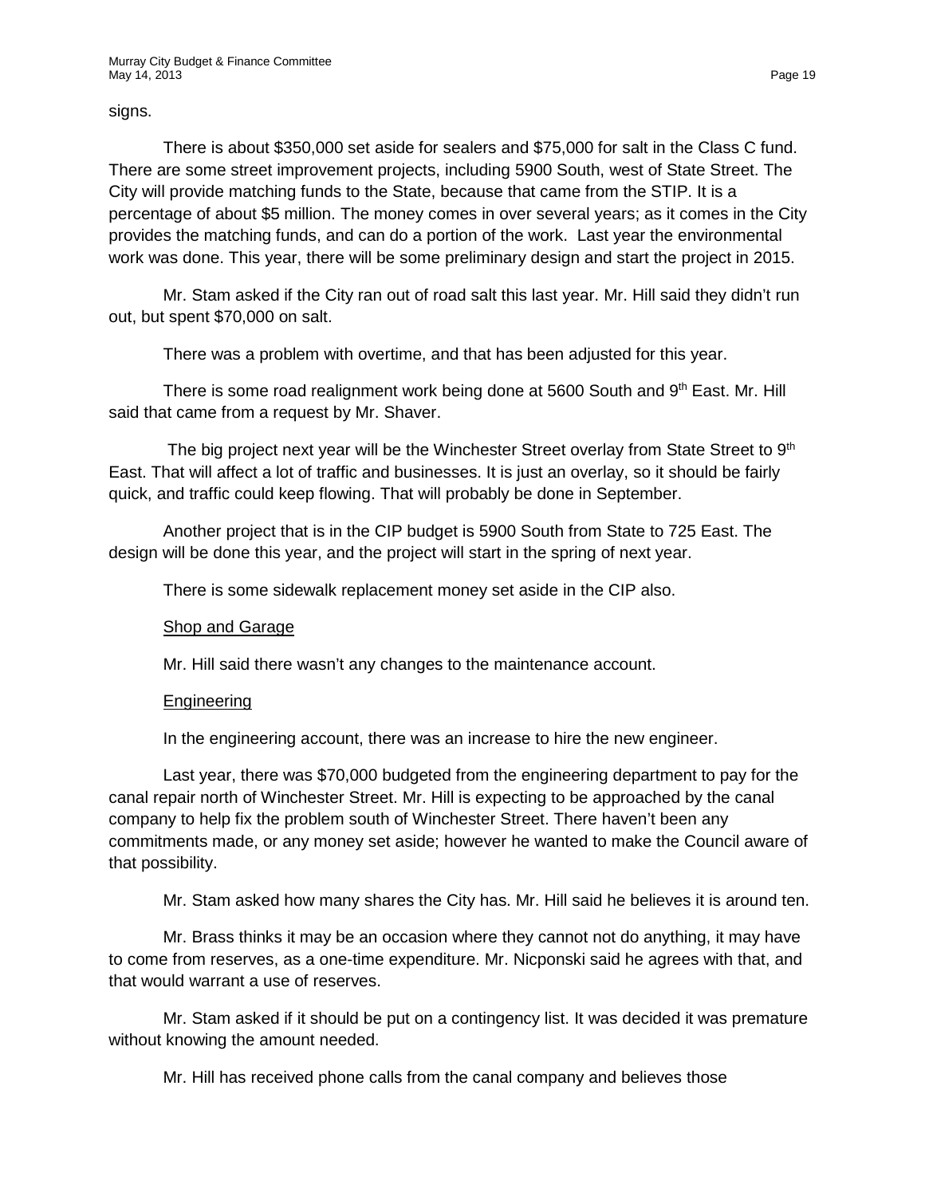signs.

There is about $350,000 set aside for sealers and $75,000 for salt in the Class C fund. There are some street improvement projects, including 5900 South, west of State Street. The City will provide matching funds to the State, because that came from the STIP. It is a percentage of about $5 million. The money comes in over several years; as it comes in the City provides the matching funds, and can do a portion of the work. Last year the environmental work was done. This year, there will be some preliminary design and start the project in 2015.

Mr. Stam asked if the City ran out of road salt this last year. Mr. Hill said they didn't run out, but spent $70,000 on salt.

There was a problem with overtime, and that has been adjusted for this year.

There is some road realignment work being done at 5600 South and 9th East. Mr. Hill said that came from a request by Mr. Shaver.

The big project next year will be the Winchester Street overlay from State Street to 9th East. That will affect a lot of traffic and businesses. It is just an overlay, so it should be fairly quick, and traffic could keep flowing. That will probably be done in September.

Another project that is in the CIP budget is 5900 South from State to 725 East. The design will be done this year, and the project will start in the spring of next year.

There is some sidewalk replacement money set aside in the CIP also.

Shop and Garage

Mr. Hill said there wasn't any changes to the maintenance account.

Engineering

In the engineering account, there was an increase to hire the new engineer.

Last year, there was $70,000 budgeted from the engineering department to pay for the canal repair north of Winchester Street. Mr. Hill is expecting to be approached by the canal company to help fix the problem south of Winchester Street. There haven't been any commitments made, or any money set aside; however he wanted to make the Council aware of that possibility.

Mr. Stam asked how many shares the City has. Mr. Hill said he believes it is around ten.

Mr. Brass thinks it may be an occasion where they cannot not do anything, it may have to come from reserves, as a one-time expenditure. Mr. Nicponski said he agrees with that, and that would warrant a use of reserves.

Mr. Stam asked if it should be put on a contingency list. It was decided it was premature without knowing the amount needed.

Mr. Hill has received phone calls from the canal company and believes those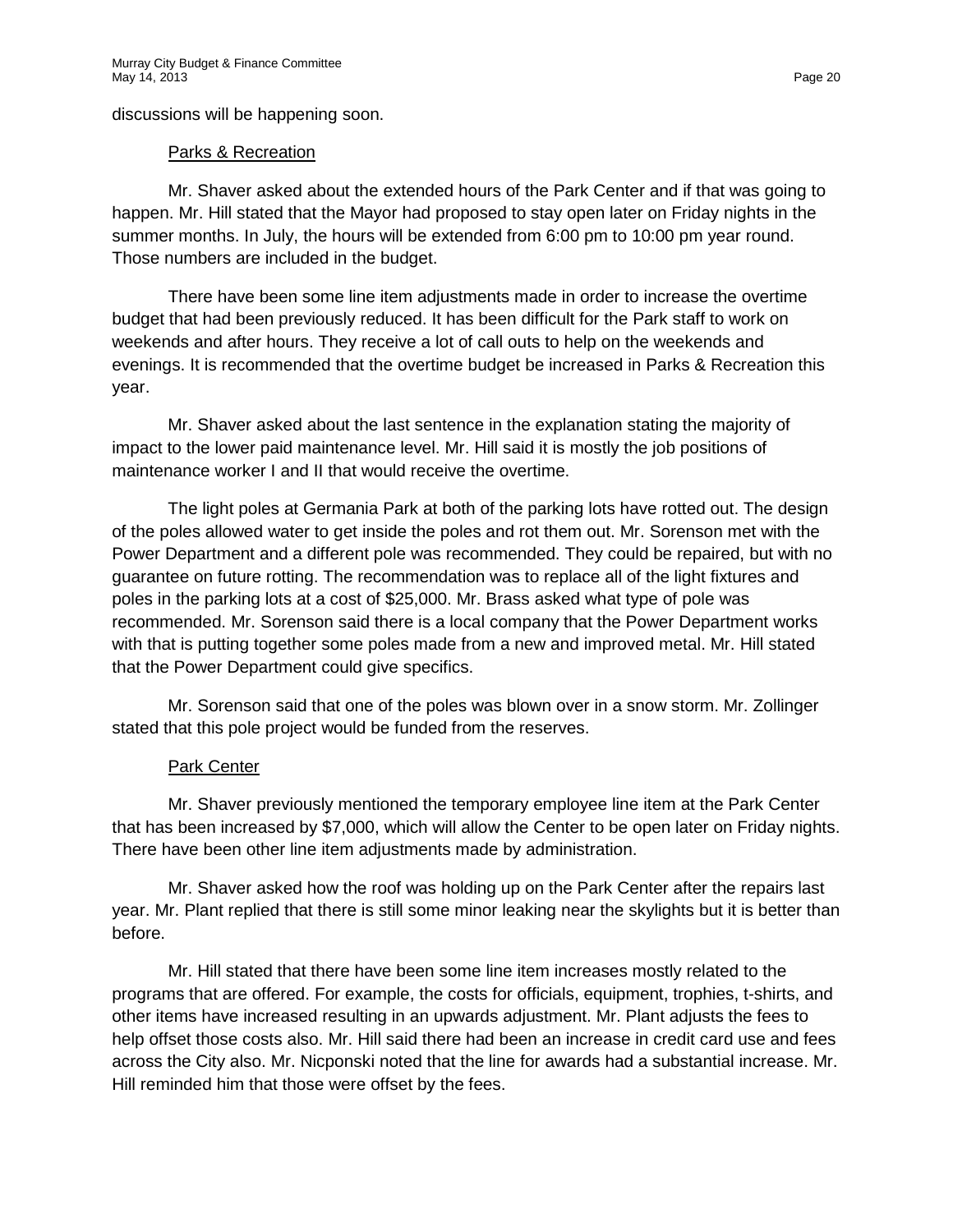discussions will be happening soon.

Parks & Recreation

Mr. Shaver asked about the extended hours of the Park Center and if that was going to happen. Mr. Hill stated that the Mayor had proposed to stay open later on Friday nights in the summer months. In July, the hours will be extended from 6:00 pm to 10:00 pm year round. Those numbers are included in the budget.

There have been some line item adjustments made in order to increase the overtime budget that had been previously reduced. It has been difficult for the Park staff to work on weekends and after hours. They receive a lot of call outs to help on the weekends and evenings. It is recommended that the overtime budget be increased in Parks & Recreation this year.

Mr. Shaver asked about the last sentence in the explanation stating the majority of impact to the lower paid maintenance level. Mr. Hill said it is mostly the job positions of maintenance worker I and II that would receive the overtime.

The light poles at Germania Park at both of the parking lots have rotted out. The design of the poles allowed water to get inside the poles and rot them out. Mr. Sorenson met with the Power Department and a different pole was recommended. They could be repaired, but with no guarantee on future rotting. The recommendation was to replace all of the light fixtures and poles in the parking lots at a cost of $25,000. Mr. Brass asked what type of pole was recommended. Mr. Sorenson said there is a local company that the Power Department works with that is putting together some poles made from a new and improved metal. Mr. Hill stated that the Power Department could give specifics.

Mr. Sorenson said that one of the poles was blown over in a snow storm. Mr. Zollinger stated that this pole project would be funded from the reserves.

Park Center

Mr. Shaver previously mentioned the temporary employee line item at the Park Center that has been increased by $7,000, which will allow the Center to be open later on Friday nights. There have been other line item adjustments made by administration.

Mr. Shaver asked how the roof was holding up on the Park Center after the repairs last year. Mr. Plant replied that there is still some minor leaking near the skylights but it is better than before.

Mr. Hill stated that there have been some line item increases mostly related to the programs that are offered. For example, the costs for officials, equipment, trophies, t-shirts, and other items have increased resulting in an upwards adjustment. Mr. Plant adjusts the fees to help offset those costs also. Mr. Hill said there had been an increase in credit card use and fees across the City also. Mr. Nicponski noted that the line for awards had a substantial increase. Mr. Hill reminded him that those were offset by the fees.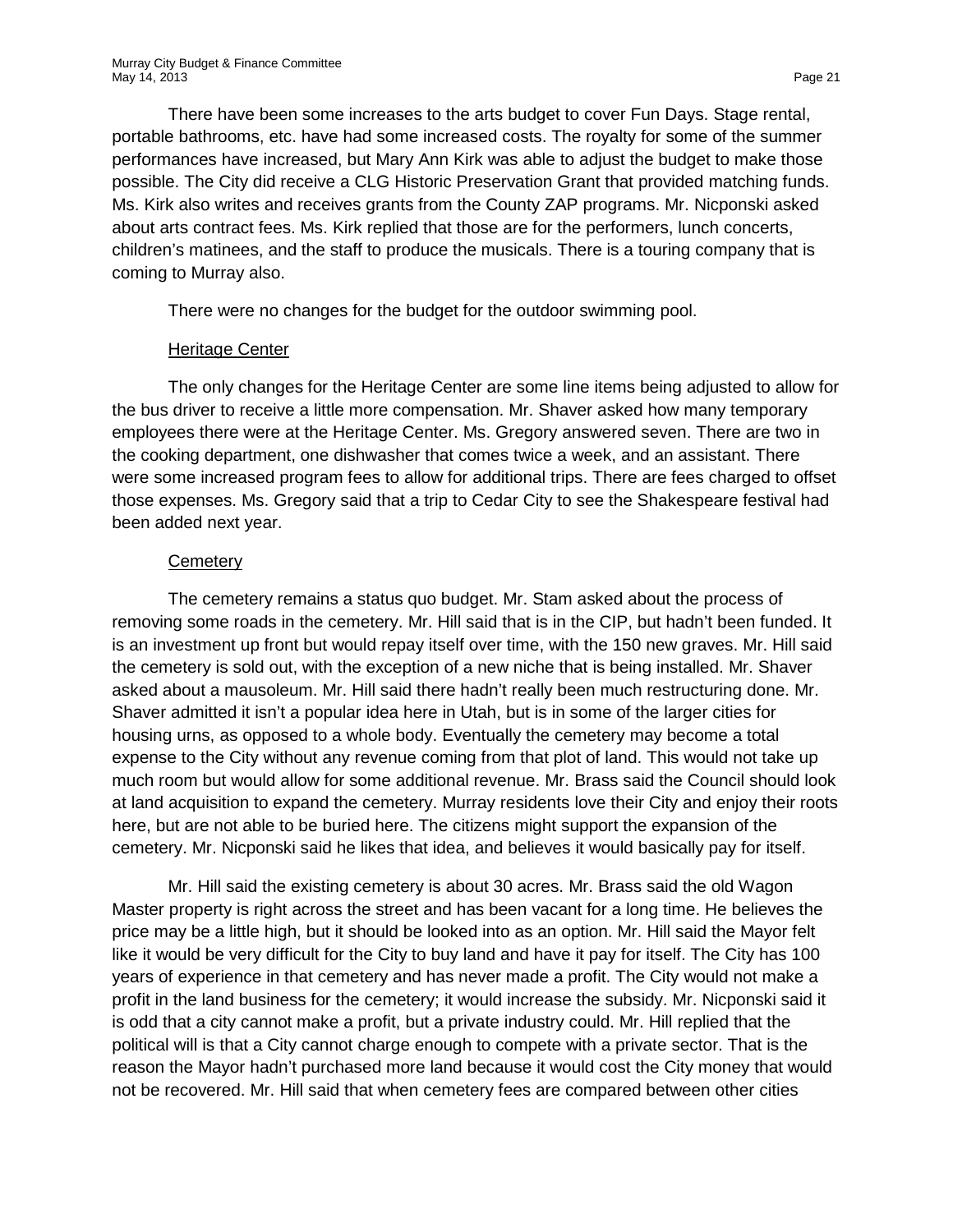There have been some increases to the arts budget to cover Fun Days. Stage rental, portable bathrooms, etc. have had some increased costs. The royalty for some of the summer performances have increased, but Mary Ann Kirk was able to adjust the budget to make those possible. The City did receive a CLG Historic Preservation Grant that provided matching funds. Ms. Kirk also writes and receives grants from the County ZAP programs. Mr. Nicponski asked about arts contract fees. Ms. Kirk replied that those are for the performers, lunch concerts, children's matinees, and the staff to produce the musicals. There is a touring company that is coming to Murray also.

There were no changes for the budget for the outdoor swimming pool.

### Heritage Center

The only changes for the Heritage Center are some line items being adjusted to allow for the bus driver to receive a little more compensation. Mr. Shaver asked how many temporary employees there were at the Heritage Center. Ms. Gregory answered seven. There are two in the cooking department, one dishwasher that comes twice a week, and an assistant. There were some increased program fees to allow for additional trips. There are fees charged to offset those expenses. Ms. Gregory said that a trip to Cedar City to see the Shakespeare festival had been added next year.

### Cemetery

The cemetery remains a status quo budget. Mr. Stam asked about the process of removing some roads in the cemetery. Mr. Hill said that is in the CIP, but hadn't been funded. It is an investment up front but would repay itself over time, with the 150 new graves. Mr. Hill said the cemetery is sold out, with the exception of a new niche that is being installed. Mr. Shaver asked about a mausoleum. Mr. Hill said there hadn't really been much restructuring done. Mr. Shaver admitted it isn't a popular idea here in Utah, but is in some of the larger cities for housing urns, as opposed to a whole body. Eventually the cemetery may become a total expense to the City without any revenue coming from that plot of land. This would not take up much room but would allow for some additional revenue. Mr. Brass said the Council should look at land acquisition to expand the cemetery. Murray residents love their City and enjoy their roots here, but are not able to be buried here. The citizens might support the expansion of the cemetery. Mr. Nicponski said he likes that idea, and believes it would basically pay for itself.

Mr. Hill said the existing cemetery is about 30 acres. Mr. Brass said the old Wagon Master property is right across the street and has been vacant for a long time. He believes the price may be a little high, but it should be looked into as an option. Mr. Hill said the Mayor felt like it would be very difficult for the City to buy land and have it pay for itself. The City has 100 years of experience in that cemetery and has never made a profit. The City would not make a profit in the land business for the cemetery; it would increase the subsidy. Mr. Nicponski said it is odd that a city cannot make a profit, but a private industry could. Mr. Hill replied that the political will is that a City cannot charge enough to compete with a private sector. That is the reason the Mayor hadn't purchased more land because it would cost the City money that would not be recovered. Mr. Hill said that when cemetery fees are compared between other cities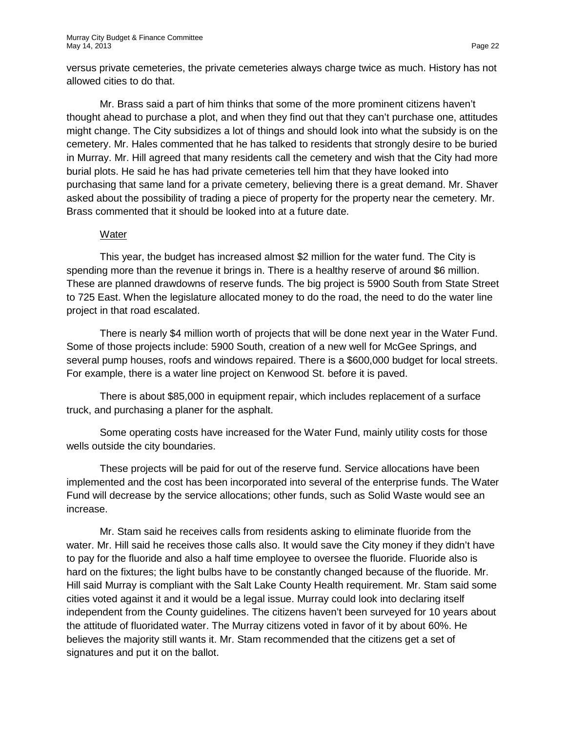versus private cemeteries, the private cemeteries always charge twice as much. History has not allowed cities to do that.

Mr. Brass said a part of him thinks that some of the more prominent citizens haven't thought ahead to purchase a plot, and when they find out that they can't purchase one, attitudes might change. The City subsidizes a lot of things and should look into what the subsidy is on the cemetery. Mr. Hales commented that he has talked to residents that strongly desire to be buried in Murray. Mr. Hill agreed that many residents call the cemetery and wish that the City had more burial plots. He said he has had private cemeteries tell him that they have looked into purchasing that same land for a private cemetery, believing there is a great demand. Mr. Shaver asked about the possibility of trading a piece of property for the property near the cemetery. Mr. Brass commented that it should be looked into at a future date.

Water

This year, the budget has increased almost $2 million for the water fund. The City is spending more than the revenue it brings in. There is a healthy reserve of around $6 million. These are planned drawdowns of reserve funds. The big project is 5900 South from State Street to 725 East. When the legislature allocated money to do the road, the need to do the water line project in that road escalated.

There is nearly $4 million worth of projects that will be done next year in the Water Fund. Some of those projects include: 5900 South, creation of a new well for McGee Springs, and several pump houses, roofs and windows repaired. There is a $600,000 budget for local streets. For example, there is a water line project on Kenwood St. before it is paved.

There is about $85,000 in equipment repair, which includes replacement of a surface truck, and purchasing a planer for the asphalt.

Some operating costs have increased for the Water Fund, mainly utility costs for those wells outside the city boundaries.

These projects will be paid for out of the reserve fund. Service allocations have been implemented and the cost has been incorporated into several of the enterprise funds. The Water Fund will decrease by the service allocations; other funds, such as Solid Waste would see an increase.

Mr. Stam said he receives calls from residents asking to eliminate fluoride from the water. Mr. Hill said he receives those calls also. It would save the City money if they didn't have to pay for the fluoride and also a half time employee to oversee the fluoride. Fluoride also is hard on the fixtures; the light bulbs have to be constantly changed because of the fluoride. Mr. Hill said Murray is compliant with the Salt Lake County Health requirement. Mr. Stam said some cities voted against it and it would be a legal issue. Murray could look into declaring itself independent from the County guidelines. The citizens haven't been surveyed for 10 years about the attitude of fluoridated water. The Murray citizens voted in favor of it by about 60%. He believes the majority still wants it. Mr. Stam recommended that the citizens get a set of signatures and put it on the ballot.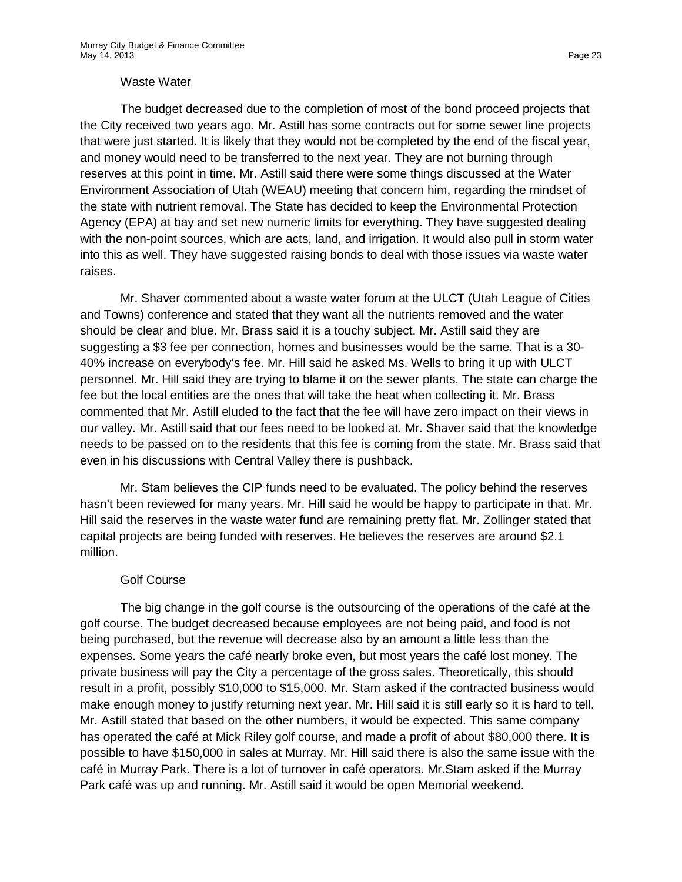## Waste Water

The budget decreased due to the completion of most of the bond proceed projects that the City received two years ago. Mr. Astill has some contracts out for some sewer line projects that were just started. It is likely that they would not be completed by the end of the fiscal year, and money would need to be transferred to the next year. They are not burning through reserves at this point in time. Mr. Astill said there were some things discussed at the Water Environment Association of Utah (WEAU) meeting that concern him, regarding the mindset of the state with nutrient removal. The State has decided to keep the Environmental Protection Agency (EPA) at bay and set new numeric limits for everything. They have suggested dealing with the non-point sources, which are acts, land, and irrigation. It would also pull in storm water into this as well. They have suggested raising bonds to deal with those issues via waste water raises.

Mr. Shaver commented about a waste water forum at the ULCT (Utah League of Cities and Towns) conference and stated that they want all the nutrients removed and the water should be clear and blue. Mr. Brass said it is a touchy subject. Mr. Astill said they are suggesting a $3 fee per connection, homes and businesses would be the same. That is a 30-40% increase on everybody's fee. Mr. Hill said he asked Ms. Wells to bring it up with ULCT personnel. Mr. Hill said they are trying to blame it on the sewer plants. The state can charge the fee but the local entities are the ones that will take the heat when collecting it. Mr. Brass commented that Mr. Astill eluded to the fact that the fee will have zero impact on their views in our valley. Mr. Astill said that our fees need to be looked at. Mr. Shaver said that the knowledge needs to be passed on to the residents that this fee is coming from the state. Mr. Brass said that even in his discussions with Central Valley there is pushback.

Mr. Stam believes the CIP funds need to be evaluated. The policy behind the reserves hasn't been reviewed for many years. Mr. Hill said he would be happy to participate in that. Mr. Hill said the reserves in the waste water fund are remaining pretty flat. Mr. Zollinger stated that capital projects are being funded with reserves. He believes the reserves are around $2.1 million.

## Golf Course

The big change in the golf course is the outsourcing of the operations of the café at the golf course. The budget decreased because employees are not being paid, and food is not being purchased, but the revenue will decrease also by an amount a little less than the expenses. Some years the café nearly broke even, but most years the café lost money. The private business will pay the City a percentage of the gross sales. Theoretically, this should result in a profit, possibly $10,000 to $15,000. Mr. Stam asked if the contracted business would make enough money to justify returning next year. Mr. Hill said it is still early so it is hard to tell. Mr. Astill stated that based on the other numbers, it would be expected. This same company has operated the café at Mick Riley golf course, and made a profit of about $80,000 there. It is possible to have $150,000 in sales at Murray. Mr. Hill said there is also the same issue with the café in Murray Park. There is a lot of turnover in café operators. Mr.Stam asked if the Murray Park café was up and running. Mr. Astill said it would be open Memorial weekend.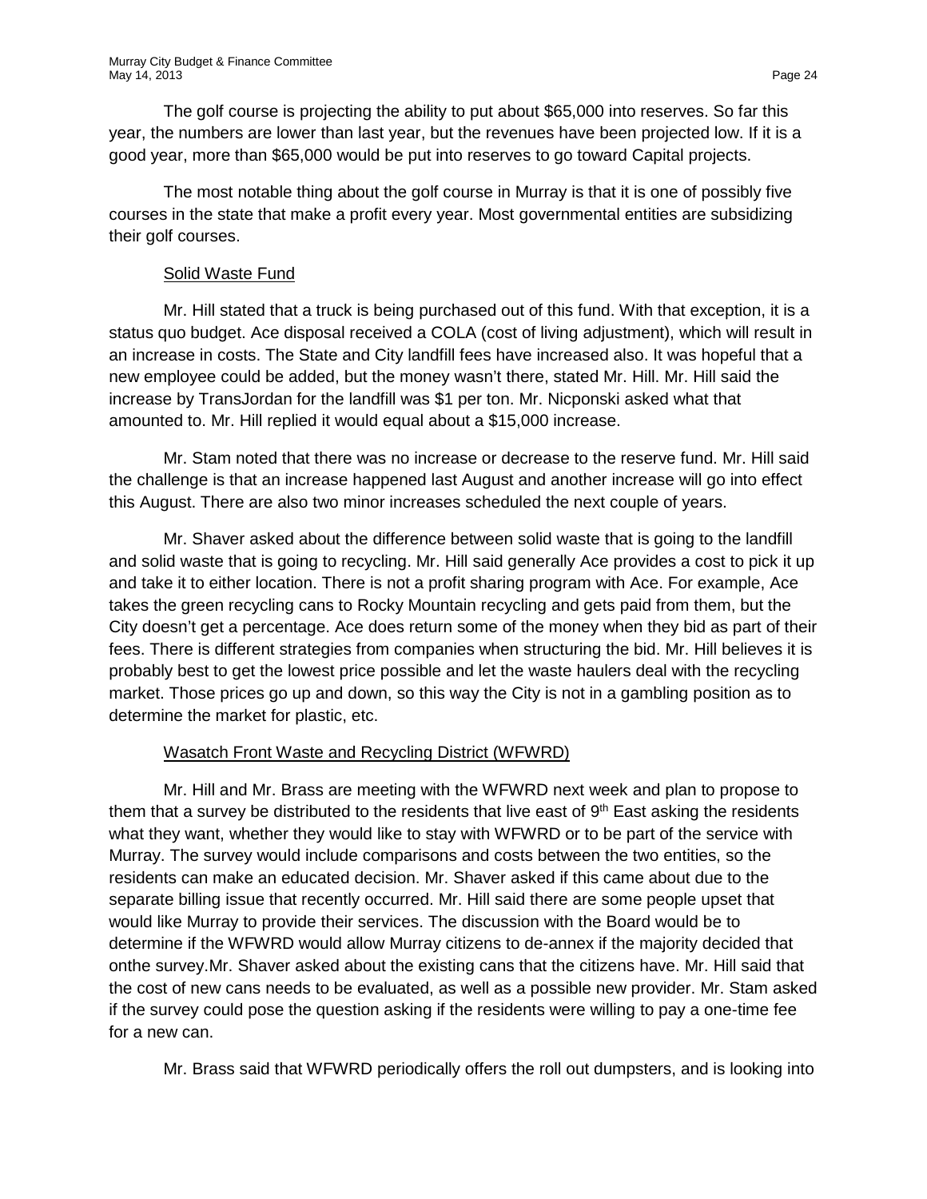The golf course is projecting the ability to put about $65,000 into reserves. So far this year, the numbers are lower than last year, but the revenues have been projected low. If it is a good year, more than $65,000 would be put into reserves to go toward Capital projects.

The most notable thing about the golf course in Murray is that it is one of possibly five courses in the state that make a profit every year. Most governmental entities are subsidizing their golf courses.

Solid Waste Fund

Mr. Hill stated that a truck is being purchased out of this fund. With that exception, it is a status quo budget. Ace disposal received a COLA (cost of living adjustment), which will result in an increase in costs. The State and City landfill fees have increased also. It was hopeful that a new employee could be added, but the money wasn't there, stated Mr. Hill. Mr. Hill said the increase by TransJordan for the landfill was $1 per ton. Mr. Nicponski asked what that amounted to. Mr. Hill replied it would equal about a $15,000 increase.

Mr. Stam noted that there was no increase or decrease to the reserve fund. Mr. Hill said the challenge is that an increase happened last August and another increase will go into effect this August. There are also two minor increases scheduled the next couple of years.

Mr. Shaver asked about the difference between solid waste that is going to the landfill and solid waste that is going to recycling. Mr. Hill said generally Ace provides a cost to pick it up and take it to either location. There is not a profit sharing program with Ace. For example, Ace takes the green recycling cans to Rocky Mountain recycling and gets paid from them, but the City doesn't get a percentage. Ace does return some of the money when they bid as part of their fees. There is different strategies from companies when structuring the bid. Mr. Hill believes it is probably best to get the lowest price possible and let the waste haulers deal with the recycling market. Those prices go up and down, so this way the City is not in a gambling position as to determine the market for plastic, etc.

Wasatch Front Waste and Recycling District (WFWRD)

Mr. Hill and Mr. Brass are meeting with the WFWRD next week and plan to propose to them that a survey be distributed to the residents that live east of 9th East asking the residents what they want, whether they would like to stay with WFWRD or to be part of the service with Murray. The survey would include comparisons and costs between the two entities, so the residents can make an educated decision. Mr. Shaver asked if this came about due to the separate billing issue that recently occurred. Mr. Hill said there are some people upset that would like Murray to provide their services. The discussion with the Board would be to determine if the WFWRD would allow Murray citizens to de-annex if the majority decided that onthe survey.Mr. Shaver asked about the existing cans that the citizens have. Mr. Hill said that the cost of new cans needs to be evaluated, as well as a possible new provider. Mr. Stam asked if the survey could pose the question asking if the residents were willing to pay a one-time fee for a new can.

Mr. Brass said that WFWRD periodically offers the roll out dumpsters, and is looking into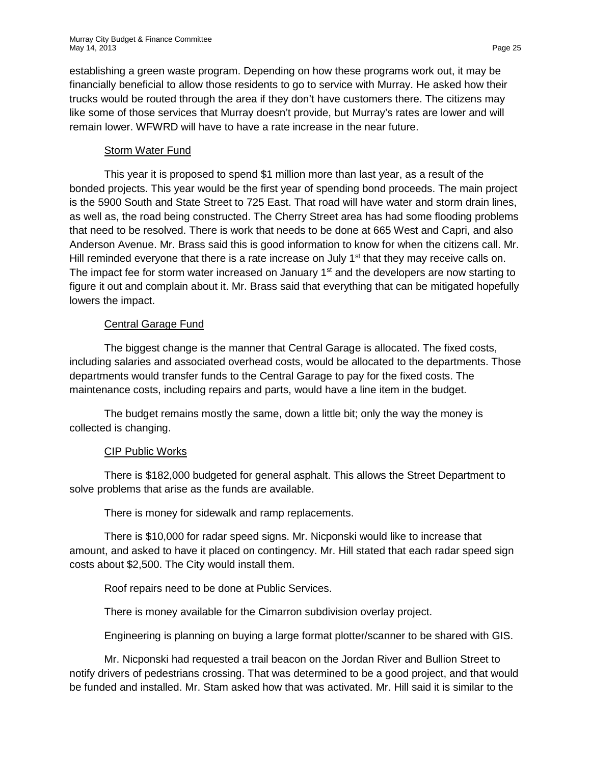establishing a green waste program. Depending on how these programs work out, it may be financially beneficial to allow those residents to go to service with Murray. He asked how their trucks would be routed through the area if they don't have customers there. The citizens may like some of those services that Murray doesn't provide, but Murray's rates are lower and will remain lower. WFWRD will have to have a rate increase in the near future.

### Storm Water Fund

This year it is proposed to spend $1 million more than last year, as a result of the bonded projects. This year would be the first year of spending bond proceeds. The main project is the 5900 South and State Street to 725 East. That road will have water and storm drain lines, as well as, the road being constructed. The Cherry Street area has had some flooding problems that need to be resolved. There is work that needs to be done at 665 West and Capri, and also Anderson Avenue. Mr. Brass said this is good information to know for when the citizens call. Mr. Hill reminded everyone that there is a rate increase on July 1st that they may receive calls on. The impact fee for storm water increased on January 1st and the developers are now starting to figure it out and complain about it. Mr. Brass said that everything that can be mitigated hopefully lowers the impact.

### Central Garage Fund

The biggest change is the manner that Central Garage is allocated. The fixed costs, including salaries and associated overhead costs, would be allocated to the departments. Those departments would transfer funds to the Central Garage to pay for the fixed costs. The maintenance costs, including repairs and parts, would have a line item in the budget.

The budget remains mostly the same, down a little bit; only the way the money is collected is changing.

### CIP Public Works

There is $182,000 budgeted for general asphalt. This allows the Street Department to solve problems that arise as the funds are available.

There is money for sidewalk and ramp replacements.

There is $10,000 for radar speed signs. Mr. Nicponski would like to increase that amount, and asked to have it placed on contingency. Mr. Hill stated that each radar speed sign costs about $2,500. The City would install them.

Roof repairs need to be done at Public Services.

There is money available for the Cimarron subdivision overlay project.

Engineering is planning on buying a large format plotter/scanner to be shared with GIS.

Mr. Nicponski had requested a trail beacon on the Jordan River and Bullion Street to notify drivers of pedestrians crossing. That was determined to be a good project, and that would be funded and installed. Mr. Stam asked how that was activated. Mr. Hill said it is similar to the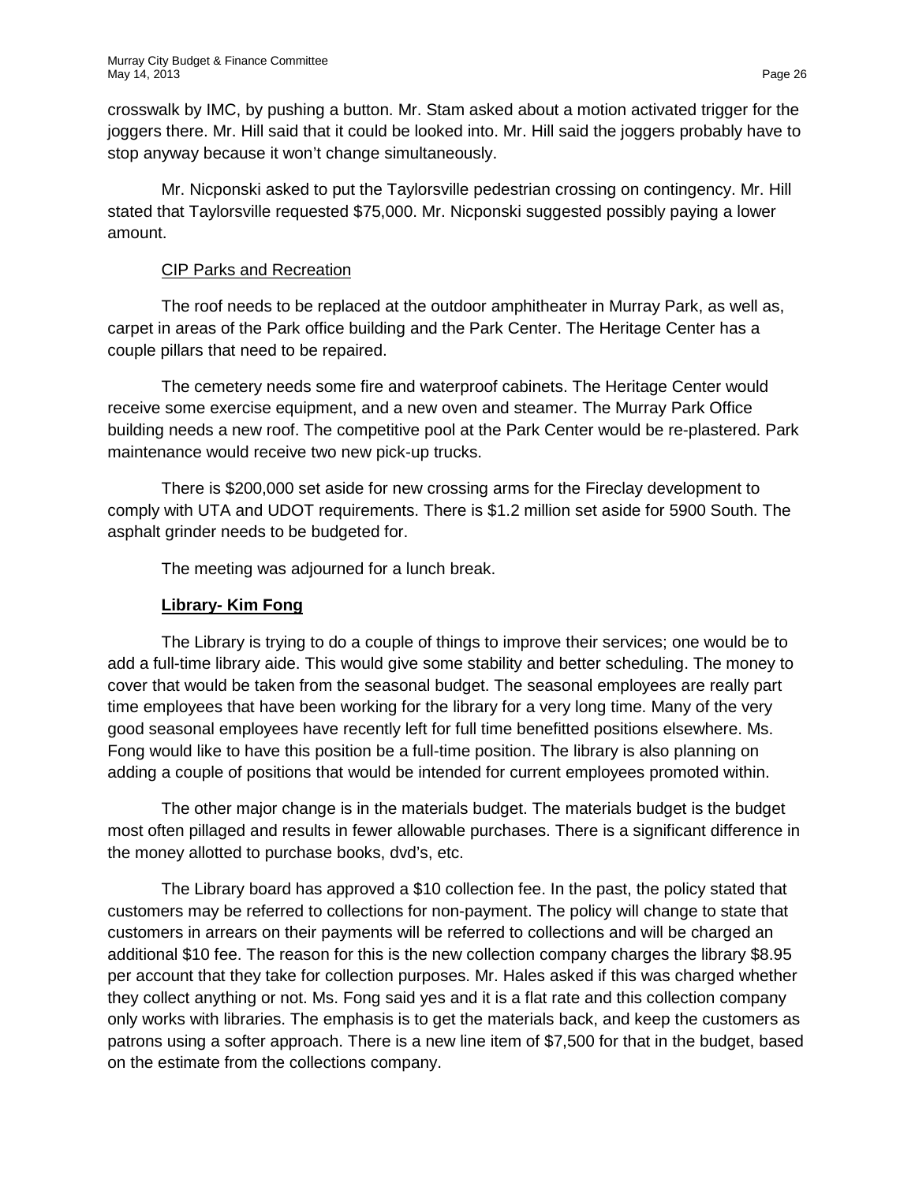crosswalk by IMC, by pushing a button. Mr. Stam asked about a motion activated trigger for the joggers there. Mr. Hill said that it could be looked into. Mr. Hill said the joggers probably have to stop anyway because it won't change simultaneously.

Mr. Nicponski asked to put the Taylorsville pedestrian crossing on contingency. Mr. Hill stated that Taylorsville requested $75,000. Mr. Nicponski suggested possibly paying a lower amount.

<u>CIP Parks and Recreation</u>

The roof needs to be replaced at the outdoor amphitheater in Murray Park, as well as, carpet in areas of the Park office building and the Park Center. The Heritage Center has a couple pillars that need to be repaired.

The cemetery needs some fire and waterproof cabinets. The Heritage Center would receive some exercise equipment, and a new oven and steamer. The Murray Park Office building needs a new roof. The competitive pool at the Park Center would be re-plastered. Park maintenance would receive two new pick-up trucks.

There is $200,000 set aside for new crossing arms for the Fireclay development to comply with UTA and UDOT requirements. There is $1.2 million set aside for 5900 South. The asphalt grinder needs to be budgeted for.

The meeting was adjourned for a lunch break.

**<u>Library- Kim Fong</u>**

The Library is trying to do a couple of things to improve their services; one would be to add a full-time library aide. This would give some stability and better scheduling. The money to cover that would be taken from the seasonal budget. The seasonal employees are really part time employees that have been working for the library for a very long time. Many of the very good seasonal employees have recently left for full time benefitted positions elsewhere. Ms. Fong would like to have this position be a full-time position. The library is also planning on adding a couple of positions that would be intended for current employees promoted within.

The other major change is in the materials budget. The materials budget is the budget most often pillaged and results in fewer allowable purchases. There is a significant difference in the money allotted to purchase books, dvd's, etc.

The Library board has approved a $10 collection fee. In the past, the policy stated that customers may be referred to collections for non-payment. The policy will change to state that customers in arrears on their payments will be referred to collections and will be charged an additional $10 fee. The reason for this is the new collection company charges the library $8.95 per account that they take for collection purposes. Mr. Hales asked if this was charged whether they collect anything or not. Ms. Fong said yes and it is a flat rate and this collection company only works with libraries. The emphasis is to get the materials back, and keep the customers as patrons using a softer approach. There is a new line item of $7,500 for that in the budget, based on the estimate from the collections company.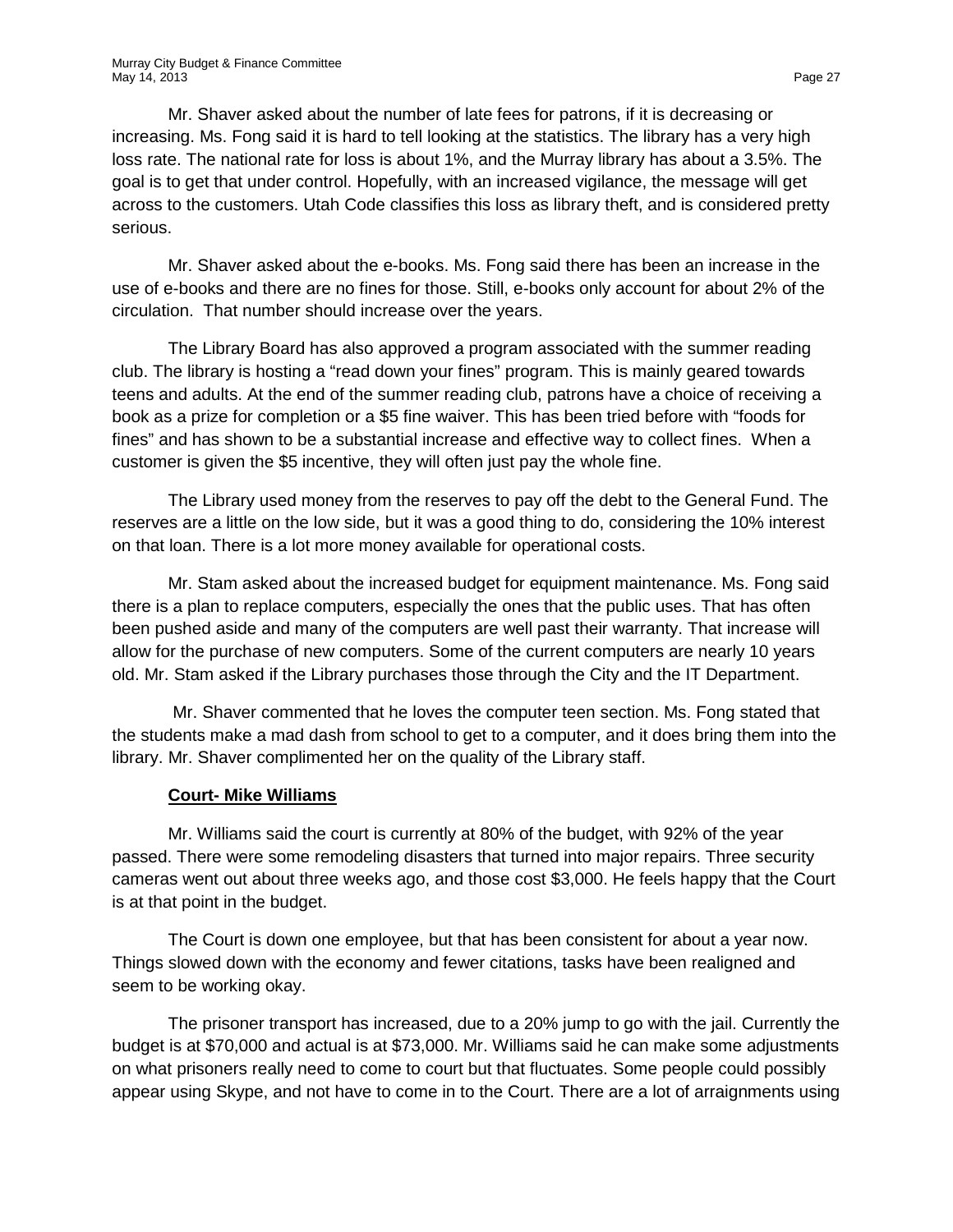Mr. Shaver asked about the number of late fees for patrons, if it is decreasing or increasing. Ms. Fong said it is hard to tell looking at the statistics. The library has a very high loss rate. The national rate for loss is about 1%, and the Murray library has about a 3.5%. The goal is to get that under control. Hopefully, with an increased vigilance, the message will get across to the customers. Utah Code classifies this loss as library theft, and is considered pretty serious.

Mr. Shaver asked about the e-books. Ms. Fong said there has been an increase in the use of e-books and there are no fines for those. Still, e-books only account for about 2% of the circulation. That number should increase over the years.

The Library Board has also approved a program associated with the summer reading club. The library is hosting a "read down your fines" program. This is mainly geared towards teens and adults. At the end of the summer reading club, patrons have a choice of receiving a book as a prize for completion or a $5 fine waiver. This has been tried before with "foods for fines" and has shown to be a substantial increase and effective way to collect fines. When a customer is given the $5 incentive, they will often just pay the whole fine.

The Library used money from the reserves to pay off the debt to the General Fund. The reserves are a little on the low side, but it was a good thing to do, considering the 10% interest on that loan. There is a lot more money available for operational costs.

Mr. Stam asked about the increased budget for equipment maintenance. Ms. Fong said there is a plan to replace computers, especially the ones that the public uses. That has often been pushed aside and many of the computers are well past their warranty. That increase will allow for the purchase of new computers. Some of the current computers are nearly 10 years old. Mr. Stam asked if the Library purchases those through the City and the IT Department.

Mr. Shaver commented that he loves the computer teen section. Ms. Fong stated that the students make a mad dash from school to get to a computer, and it does bring them into the library. Mr. Shaver complimented her on the quality of the Library staff.

**Court- Mike Williams**

Mr. Williams said the court is currently at 80% of the budget, with 92% of the year passed. There were some remodeling disasters that turned into major repairs. Three security cameras went out about three weeks ago, and those cost $3,000. He feels happy that the Court is at that point in the budget.

The Court is down one employee, but that has been consistent for about a year now. Things slowed down with the economy and fewer citations, tasks have been realigned and seem to be working okay.

The prisoner transport has increased, due to a 20% jump to go with the jail. Currently the budget is at $70,000 and actual is at $73,000. Mr. Williams said he can make some adjustments on what prisoners really need to come to court but that fluctuates. Some people could possibly appear using Skype, and not have to come in to the Court. There are a lot of arraignments using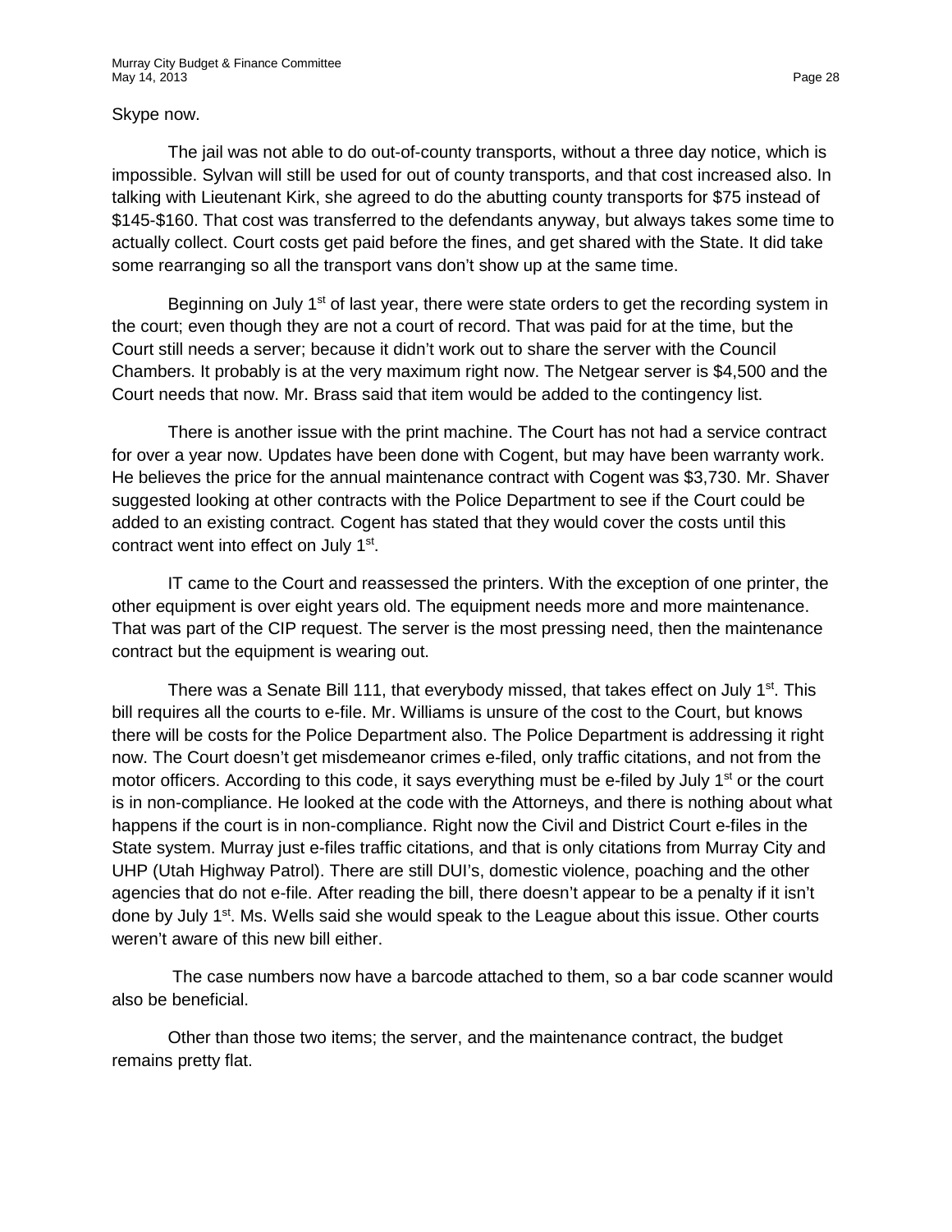Skype now.

The jail was not able to do out-of-county transports, without a three day notice, which is impossible. Sylvan will still be used for out of county transports, and that cost increased also. In talking with Lieutenant Kirk, she agreed to do the abutting county transports for $75 instead of $145-$160. That cost was transferred to the defendants anyway, but always takes some time to actually collect. Court costs get paid before the fines, and get shared with the State. It did take some rearranging so all the transport vans don't show up at the same time.

Beginning on July 1st of last year, there were state orders to get the recording system in the court; even though they are not a court of record. That was paid for at the time, but the Court still needs a server; because it didn't work out to share the server with the Council Chambers. It probably is at the very maximum right now. The Netgear server is $4,500 and the Court needs that now. Mr. Brass said that item would be added to the contingency list.

There is another issue with the print machine. The Court has not had a service contract for over a year now. Updates have been done with Cogent, but may have been warranty work. He believes the price for the annual maintenance contract with Cogent was $3,730. Mr. Shaver suggested looking at other contracts with the Police Department to see if the Court could be added to an existing contract. Cogent has stated that they would cover the costs until this contract went into effect on July 1st.

IT came to the Court and reassessed the printers. With the exception of one printer, the other equipment is over eight years old. The equipment needs more and more maintenance. That was part of the CIP request. The server is the most pressing need, then the maintenance contract but the equipment is wearing out.

There was a Senate Bill 111, that everybody missed, that takes effect on July 1st. This bill requires all the courts to e-file. Mr. Williams is unsure of the cost to the Court, but knows there will be costs for the Police Department also. The Police Department is addressing it right now. The Court doesn't get misdemeanor crimes e-filed, only traffic citations, and not from the motor officers. According to this code, it says everything must be e-filed by July 1st or the court is in non-compliance. He looked at the code with the Attorneys, and there is nothing about what happens if the court is in non-compliance. Right now the Civil and District Court e-files in the State system. Murray just e-files traffic citations, and that is only citations from Murray City and UHP (Utah Highway Patrol). There are still DUI's, domestic violence, poaching and the other agencies that do not e-file. After reading the bill, there doesn't appear to be a penalty if it isn't done by July 1st. Ms. Wells said she would speak to the League about this issue. Other courts weren't aware of this new bill either.

The case numbers now have a barcode attached to them, so a bar code scanner would also be beneficial.

Other than those two items; the server, and the maintenance contract, the budget remains pretty flat.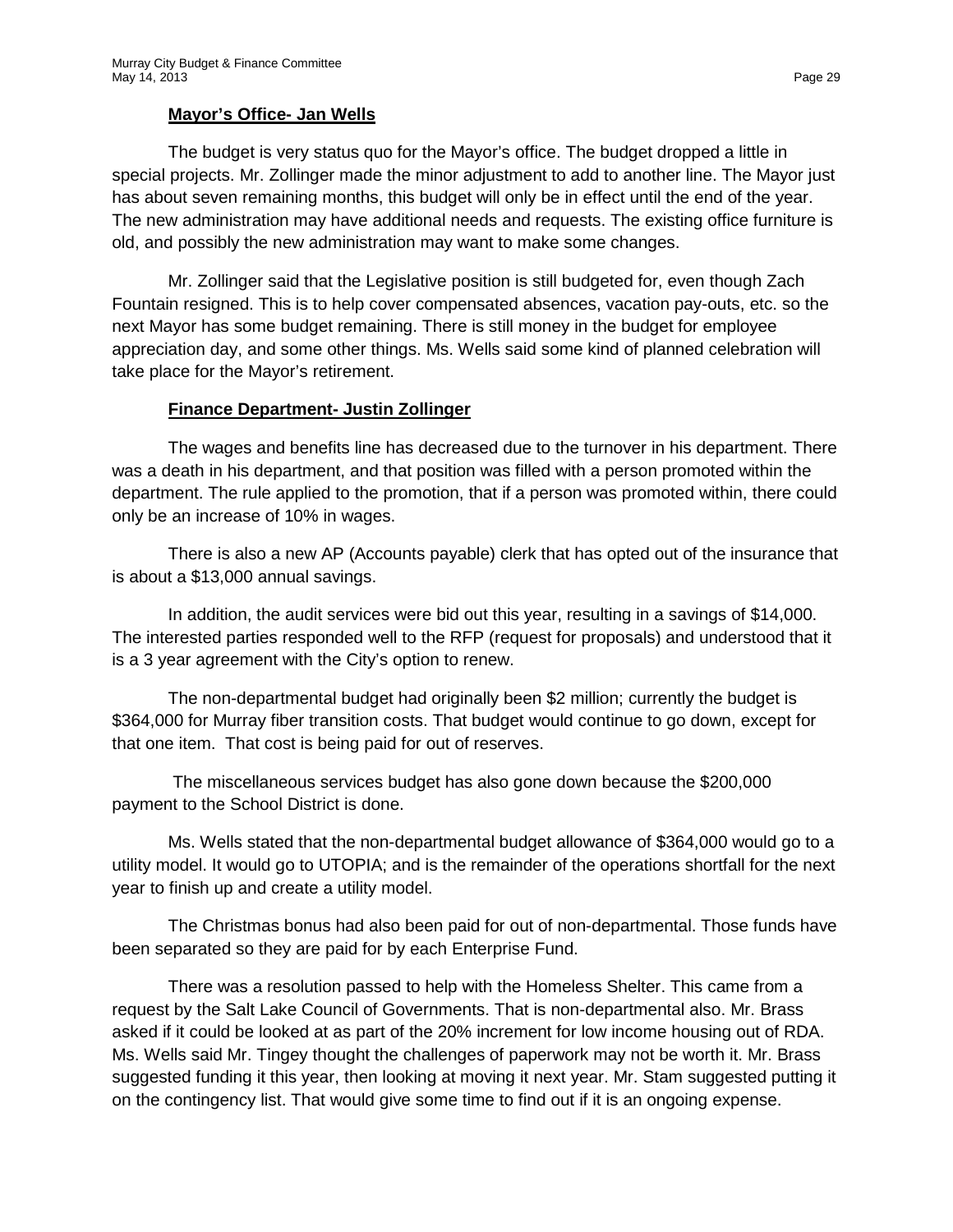**Mayor's Office- Jan Wells**

The budget is very status quo for the Mayor's office. The budget dropped a little in special projects. Mr. Zollinger made the minor adjustment to add to another line. The Mayor just has about seven remaining months, this budget will only be in effect until the end of the year. The new administration may have additional needs and requests. The existing office furniture is old, and possibly the new administration may want to make some changes.

Mr. Zollinger said that the Legislative position is still budgeted for, even though Zach Fountain resigned. This is to help cover compensated absences, vacation pay-outs, etc. so the next Mayor has some budget remaining. There is still money in the budget for employee appreciation day, and some other things. Ms. Wells said some kind of planned celebration will take place for the Mayor's retirement.

**Finance Department- Justin Zollinger**

The wages and benefits line has decreased due to the turnover in his department. There was a death in his department, and that position was filled with a person promoted within the department. The rule applied to the promotion, that if a person was promoted within, there could only be an increase of 10% in wages.

There is also a new AP (Accounts payable) clerk that has opted out of the insurance that is about a $13,000 annual savings.

In addition, the audit services were bid out this year, resulting in a savings of $14,000. The interested parties responded well to the RFP (request for proposals) and understood that it is a 3 year agreement with the City's option to renew.

The non-departmental budget had originally been $2 million; currently the budget is $364,000 for Murray fiber transition costs. That budget would continue to go down, except for that one item. That cost is being paid for out of reserves.

The miscellaneous services budget has also gone down because the $200,000 payment to the School District is done.

Ms. Wells stated that the non-departmental budget allowance of $364,000 would go to a utility model. It would go to UTOPIA; and is the remainder of the operations shortfall for the next year to finish up and create a utility model.

The Christmas bonus had also been paid for out of non-departmental. Those funds have been separated so they are paid for by each Enterprise Fund.

There was a resolution passed to help with the Homeless Shelter. This came from a request by the Salt Lake Council of Governments. That is non-departmental also. Mr. Brass asked if it could be looked at as part of the 20% increment for low income housing out of RDA. Ms. Wells said Mr. Tingey thought the challenges of paperwork may not be worth it. Mr. Brass suggested funding it this year, then looking at moving it next year. Mr. Stam suggested putting it on the contingency list. That would give some time to find out if it is an ongoing expense.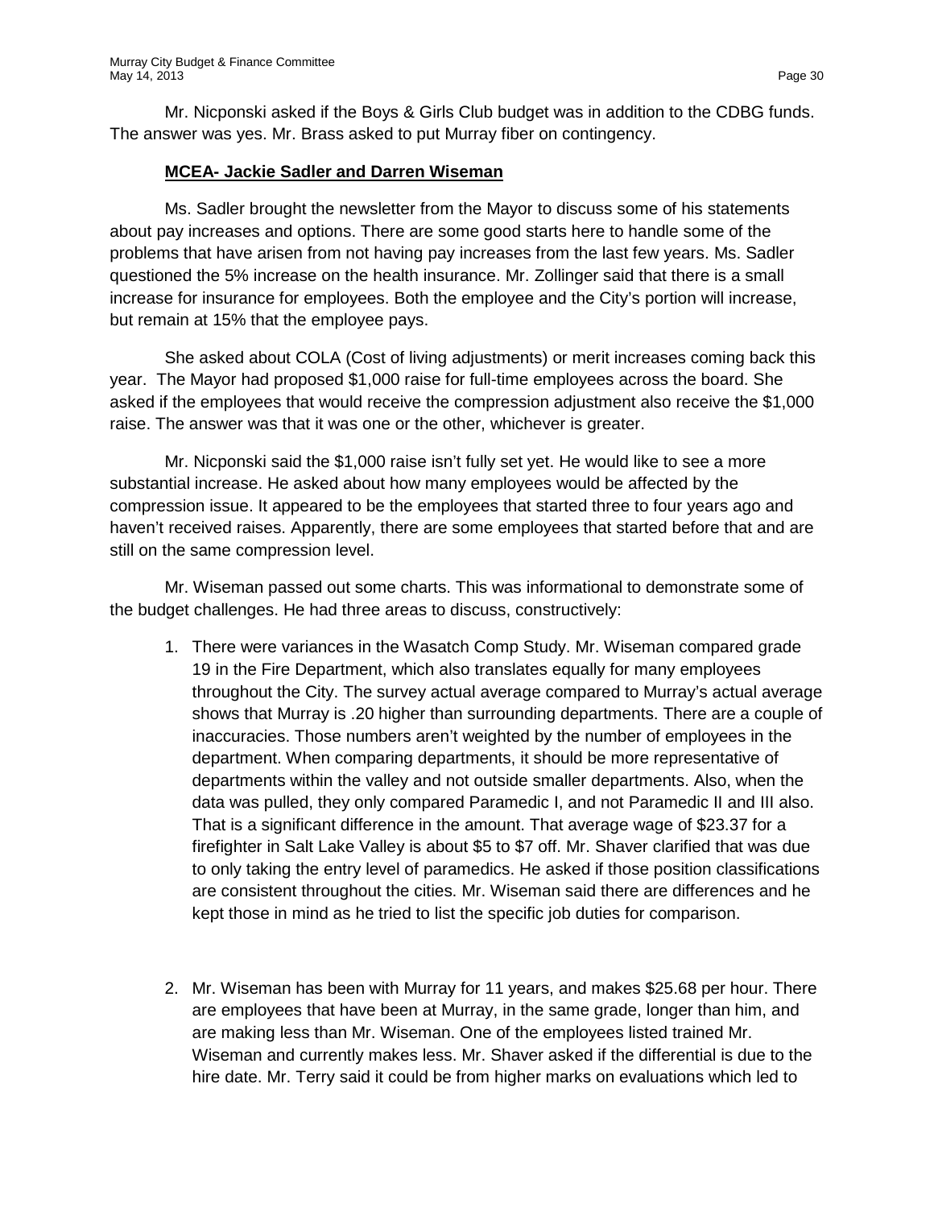Mr. Nicponski asked if the Boys & Girls Club budget was in addition to the CDBG funds. The answer was yes. Mr. Brass asked to put Murray fiber on contingency.

**MCEA- Jackie Sadler and Darren Wiseman**

Ms. Sadler brought the newsletter from the Mayor to discuss some of his statements about pay increases and options. There are some good starts here to handle some of the problems that have arisen from not having pay increases from the last few years. Ms. Sadler questioned the 5% increase on the health insurance. Mr. Zollinger said that there is a small increase for insurance for employees. Both the employee and the City's portion will increase, but remain at 15% that the employee pays.

She asked about COLA (Cost of living adjustments) or merit increases coming back this year. The Mayor had proposed $1,000 raise for full-time employees across the board. She asked if the employees that would receive the compression adjustment also receive the $1,000 raise. The answer was that it was one or the other, whichever is greater.

Mr. Nicponski said the $1,000 raise isn't fully set yet. He would like to see a more substantial increase. He asked about how many employees would be affected by the compression issue. It appeared to be the employees that started three to four years ago and haven't received raises. Apparently, there are some employees that started before that and are still on the same compression level.

Mr. Wiseman passed out some charts. This was informational to demonstrate some of the budget challenges. He had three areas to discuss, constructively:

1. There were variances in the Wasatch Comp Study. Mr. Wiseman compared grade 19 in the Fire Department, which also translates equally for many employees throughout the City. The survey actual average compared to Murray's actual average shows that Murray is .20 higher than surrounding departments. There are a couple of inaccuracies. Those numbers aren't weighted by the number of employees in the department. When comparing departments, it should be more representative of departments within the valley and not outside smaller departments. Also, when the data was pulled, they only compared Paramedic I, and not Paramedic II and III also. That is a significant difference in the amount. That average wage of $23.37 for a firefighter in Salt Lake Valley is about $5 to $7 off. Mr. Shaver clarified that was due to only taking the entry level of paramedics. He asked if those position classifications are consistent throughout the cities. Mr. Wiseman said there are differences and he kept those in mind as he tried to list the specific job duties for comparison.

2. Mr. Wiseman has been with Murray for 11 years, and makes $25.68 per hour. There are employees that have been at Murray, in the same grade, longer than him, and are making less than Mr. Wiseman. One of the employees listed trained Mr. Wiseman and currently makes less. Mr. Shaver asked if the differential is due to the hire date. Mr. Terry said it could be from higher marks on evaluations which led to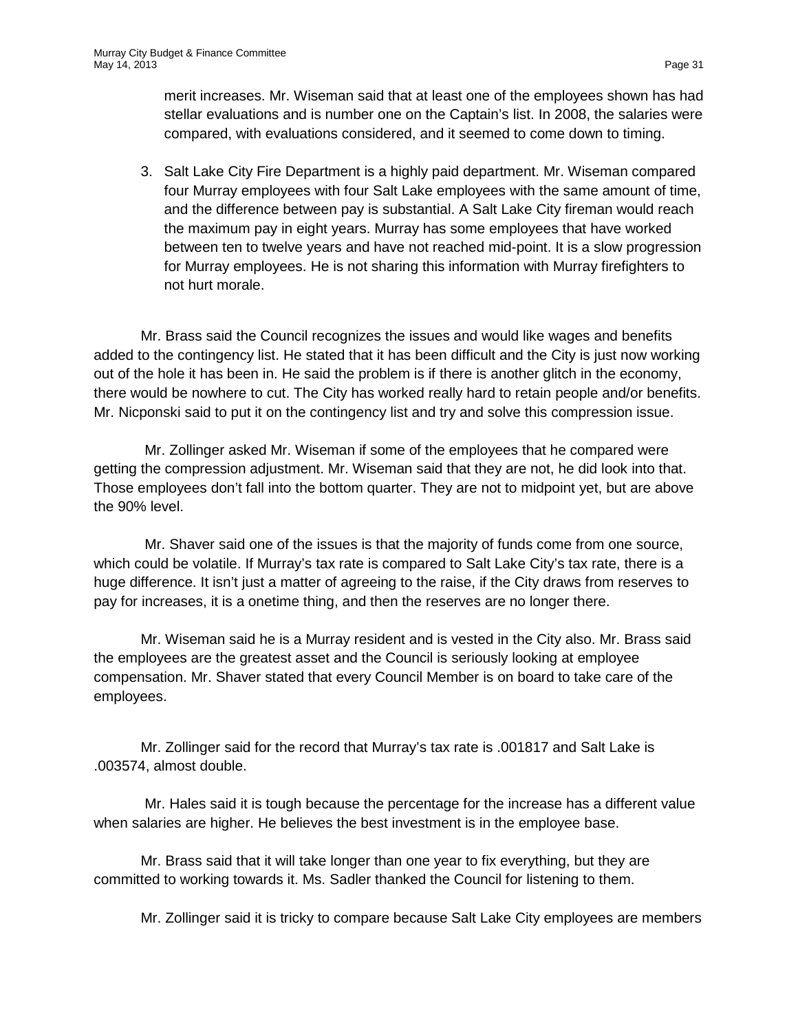merit increases. Mr. Wiseman said that at least one of the employees shown has had stellar evaluations and is number one on the Captain's list. In 2008, the salaries were compared, with evaluations considered, and it seemed to come down to timing.

3. Salt Lake City Fire Department is a highly paid department. Mr. Wiseman compared four Murray employees with four Salt Lake employees with the same amount of time, and the difference between pay is substantial. A Salt Lake City fireman would reach the maximum pay in eight years. Murray has some employees that have worked between ten to twelve years and have not reached mid-point. It is a slow progression for Murray employees. He is not sharing this information with Murray firefighters to not hurt morale.

Mr. Brass said the Council recognizes the issues and would like wages and benefits added to the contingency list. He stated that it has been difficult and the City is just now working out of the hole it has been in. He said the problem is if there is another glitch in the economy, there would be nowhere to cut. The City has worked really hard to retain people and/or benefits. Mr. Nicponski said to put it on the contingency list and try and solve this compression issue.

Mr. Zollinger asked Mr. Wiseman if some of the employees that he compared were getting the compression adjustment. Mr. Wiseman said that they are not, he did look into that. Those employees don't fall into the bottom quarter. They are not to midpoint yet, but are above the 90% level.

Mr. Shaver said one of the issues is that the majority of funds come from one source, which could be volatile. If Murray's tax rate is compared to Salt Lake City's tax rate, there is a huge difference. It isn't just a matter of agreeing to the raise, if the City draws from reserves to pay for increases, it is a onetime thing, and then the reserves are no longer there.

Mr. Wiseman said he is a Murray resident and is vested in the City also. Mr. Brass said the employees are the greatest asset and the Council is seriously looking at employee compensation. Mr. Shaver stated that every Council Member is on board to take care of the employees.

Mr. Zollinger said for the record that Murray's tax rate is .001817 and Salt Lake is .003574, almost double.

Mr. Hales said it is tough because the percentage for the increase has a different value when salaries are higher. He believes the best investment is in the employee base.

Mr. Brass said that it will take longer than one year to fix everything, but they are committed to working towards it. Ms. Sadler thanked the Council for listening to them.

Mr. Zollinger said it is tricky to compare because Salt Lake City employees are members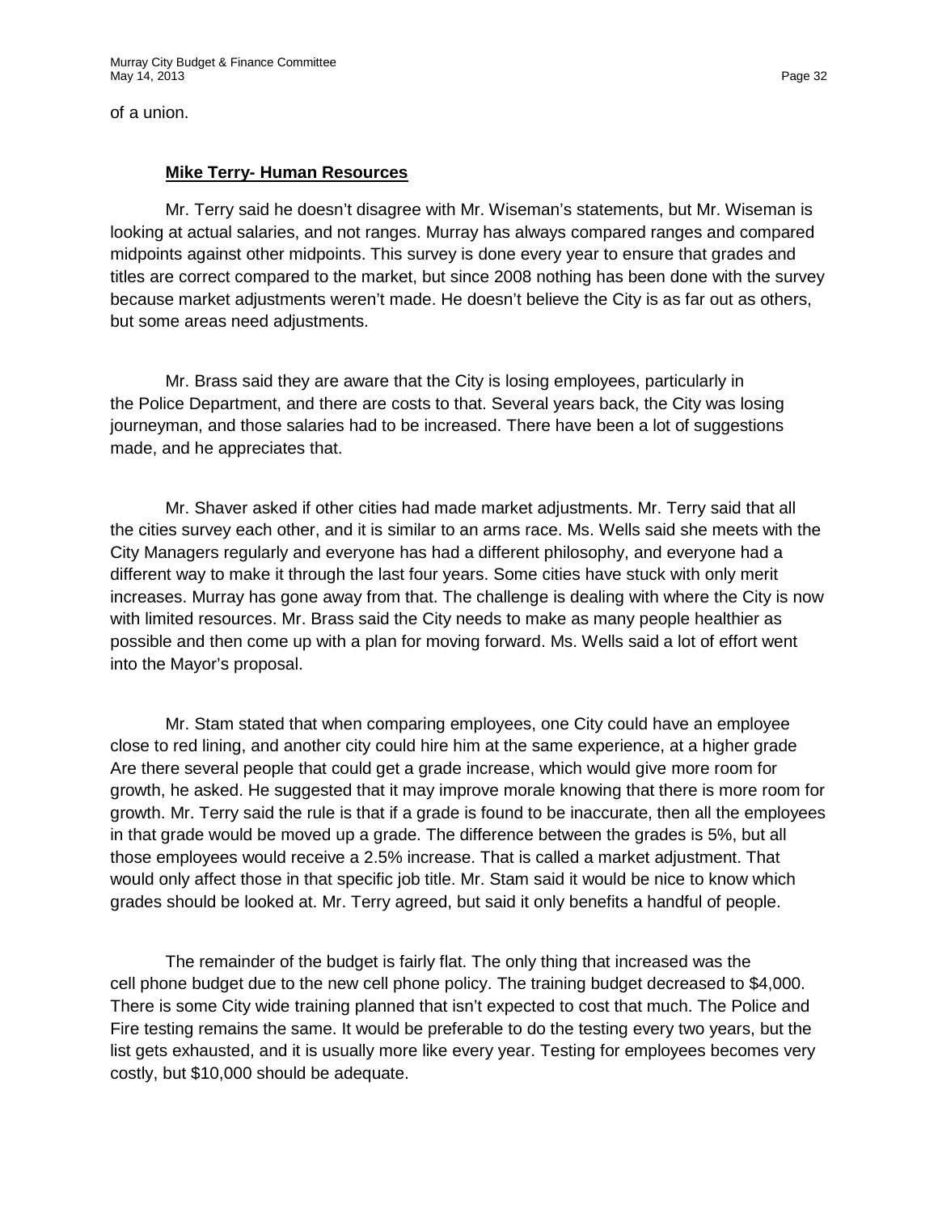of a union.

**Mike Terry- Human Resources**

Mr. Terry said he doesn't disagree with Mr. Wiseman's statements, but Mr. Wiseman is looking at actual salaries, and not ranges. Murray has always compared ranges and compared midpoints against other midpoints. This survey is done every year to ensure that grades and titles are correct compared to the market, but since 2008 nothing has been done with the survey because market adjustments weren't made. He doesn't believe the City is as far out as others, but some areas need adjustments.

Mr. Brass said they are aware that the City is losing employees, particularly in the Police Department, and there are costs to that. Several years back, the City was losing journeyman, and those salaries had to be increased. There have been a lot of suggestions made, and he appreciates that.

Mr. Shaver asked if other cities had made market adjustments. Mr. Terry said that all the cities survey each other, and it is similar to an arms race. Ms. Wells said she meets with the City Managers regularly and everyone has had a different philosophy, and everyone had a different way to make it through the last four years. Some cities have stuck with only merit increases. Murray has gone away from that. The challenge is dealing with where the City is now with limited resources. Mr. Brass said the City needs to make as many people healthier as possible and then come up with a plan for moving forward. Ms. Wells said a lot of effort went into the Mayor's proposal.

Mr. Stam stated that when comparing employees, one City could have an employee close to red lining, and another city could hire him at the same experience, at a higher grade Are there several people that could get a grade increase, which would give more room for growth, he asked. He suggested that it may improve morale knowing that there is more room for growth. Mr. Terry said the rule is that if a grade is found to be inaccurate, then all the employees in that grade would be moved up a grade. The difference between the grades is 5%, but all those employees would receive a 2.5% increase. That is called a market adjustment. That would only affect those in that specific job title. Mr. Stam said it would be nice to know which grades should be looked at. Mr. Terry agreed, but said it only benefits a handful of people.

The remainder of the budget is fairly flat. The only thing that increased was the cell phone budget due to the new cell phone policy. The training budget decreased to $4,000. There is some City wide training planned that isn't expected to cost that much. The Police and Fire testing remains the same. It would be preferable to do the testing every two years, but the list gets exhausted, and it is usually more like every year. Testing for employees becomes very costly, but $10,000 should be adequate.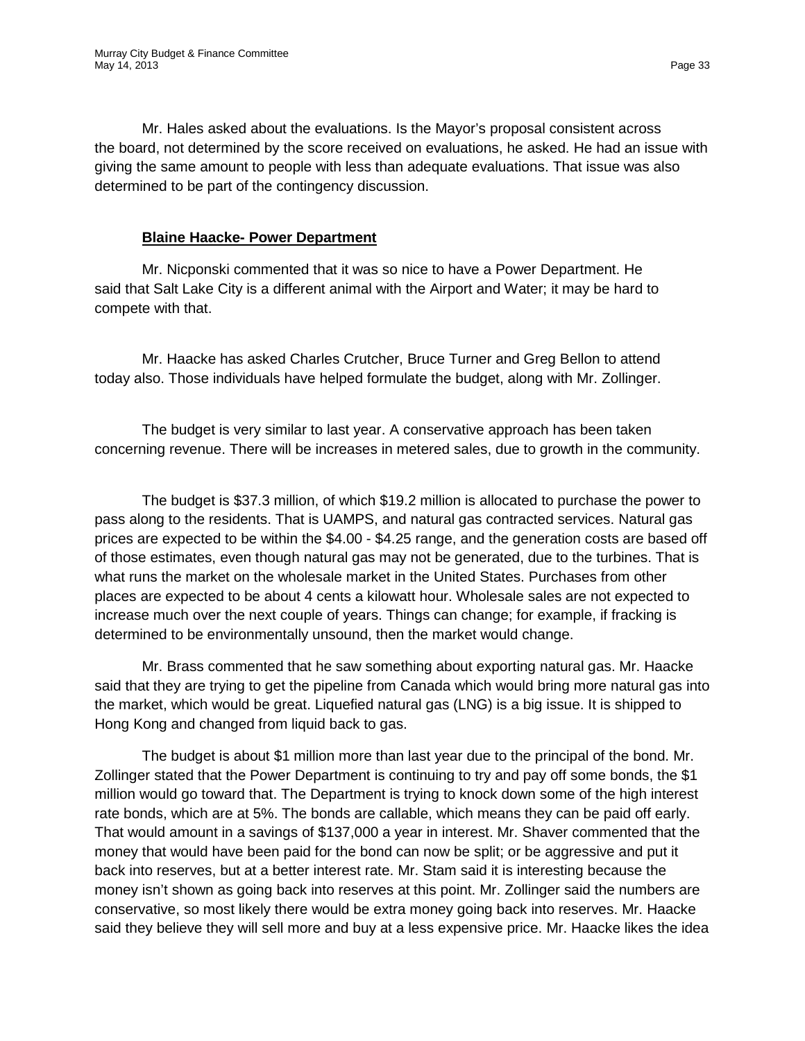Mr. Hales asked about the evaluations. Is the Mayor's proposal consistent across the board, not determined by the score received on evaluations, he asked. He had an issue with giving the same amount to people with less than adequate evaluations. That issue was also determined to be part of the contingency discussion.

**Blaine Haacke- Power Department**

Mr. Nicponski commented that it was so nice to have a Power Department. He said that Salt Lake City is a different animal with the Airport and Water; it may be hard to compete with that.

Mr. Haacke has asked Charles Crutcher, Bruce Turner and Greg Bellon to attend today also. Those individuals have helped formulate the budget, along with Mr. Zollinger.

The budget is very similar to last year. A conservative approach has been taken concerning revenue. There will be increases in metered sales, due to growth in the community.

The budget is $37.3 million, of which $19.2 million is allocated to purchase the power to pass along to the residents. That is UAMPS, and natural gas contracted services. Natural gas prices are expected to be within the $4.00 - $4.25 range, and the generation costs are based off of those estimates, even though natural gas may not be generated, due to the turbines. That is what runs the market on the wholesale market in the United States. Purchases from other places are expected to be about 4 cents a kilowatt hour. Wholesale sales are not expected to increase much over the next couple of years. Things can change; for example, if fracking is determined to be environmentally unsound, then the market would change.

Mr. Brass commented that he saw something about exporting natural gas. Mr. Haacke said that they are trying to get the pipeline from Canada which would bring more natural gas into the market, which would be great. Liquefied natural gas (LNG) is a big issue. It is shipped to Hong Kong and changed from liquid back to gas.

The budget is about $1 million more than last year due to the principal of the bond. Mr. Zollinger stated that the Power Department is continuing to try and pay off some bonds, the $1 million would go toward that. The Department is trying to knock down some of the high interest rate bonds, which are at 5%. The bonds are callable, which means they can be paid off early. That would amount in a savings of $137,000 a year in interest. Mr. Shaver commented that the money that would have been paid for the bond can now be split; or be aggressive and put it back into reserves, but at a better interest rate. Mr. Stam said it is interesting because the money isn't shown as going back into reserves at this point. Mr. Zollinger said the numbers are conservative, so most likely there would be extra money going back into reserves. Mr. Haacke said they believe they will sell more and buy at a less expensive price. Mr. Haacke likes the idea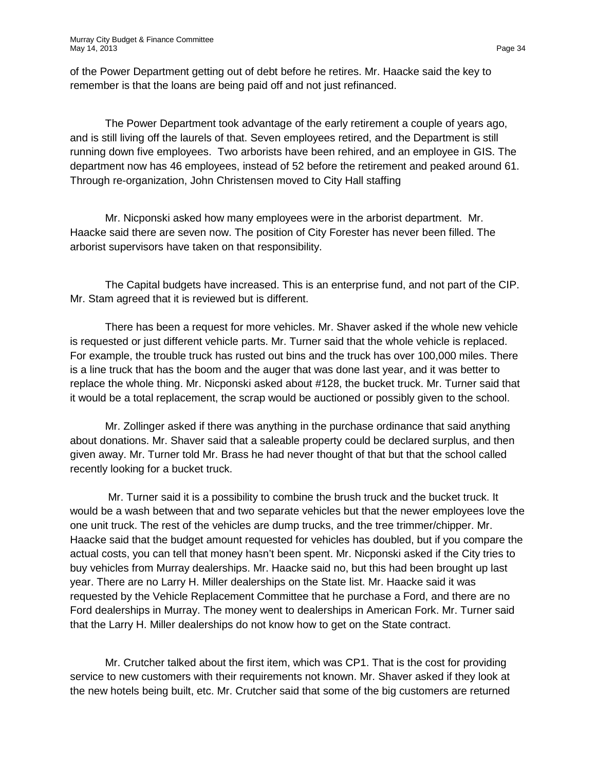of the Power Department getting out of debt before he retires. Mr. Haacke said the key to remember is that the loans are being paid off and not just refinanced.

The Power Department took advantage of the early retirement a couple of years ago, and is still living off the laurels of that. Seven employees retired, and the Department is still running down five employees. Two arborists have been rehired, and an employee in GIS. The department now has 46 employees, instead of 52 before the retirement and peaked around 61. Through re-organization, John Christensen moved to City Hall staffing

Mr. Nicponski asked how many employees were in the arborist department. Mr. Haacke said there are seven now. The position of City Forester has never been filled. The arborist supervisors have taken on that responsibility.

The Capital budgets have increased. This is an enterprise fund, and not part of the CIP. Mr. Stam agreed that it is reviewed but is different.

There has been a request for more vehicles. Mr. Shaver asked if the whole new vehicle is requested or just different vehicle parts. Mr. Turner said that the whole vehicle is replaced. For example, the trouble truck has rusted out bins and the truck has over 100,000 miles. There is a line truck that has the boom and the auger that was done last year, and it was better to replace the whole thing. Mr. Nicponski asked about #128, the bucket truck. Mr. Turner said that it would be a total replacement, the scrap would be auctioned or possibly given to the school.

Mr. Zollinger asked if there was anything in the purchase ordinance that said anything about donations. Mr. Shaver said that a saleable property could be declared surplus, and then given away. Mr. Turner told Mr. Brass he had never thought of that but that the school called recently looking for a bucket truck.

Mr. Turner said it is a possibility to combine the brush truck and the bucket truck. It would be a wash between that and two separate vehicles but that the newer employees love the one unit truck. The rest of the vehicles are dump trucks, and the tree trimmer/chipper. Mr. Haacke said that the budget amount requested for vehicles has doubled, but if you compare the actual costs, you can tell that money hasn't been spent. Mr. Nicponski asked if the City tries to buy vehicles from Murray dealerships. Mr. Haacke said no, but this had been brought up last year. There are no Larry H. Miller dealerships on the State list. Mr. Haacke said it was requested by the Vehicle Replacement Committee that he purchase a Ford, and there are no Ford dealerships in Murray. The money went to dealerships in American Fork. Mr. Turner said that the Larry H. Miller dealerships do not know how to get on the State contract.

Mr. Crutcher talked about the first item, which was CP1. That is the cost for providing service to new customers with their requirements not known. Mr. Shaver asked if they look at the new hotels being built, etc. Mr. Crutcher said that some of the big customers are returned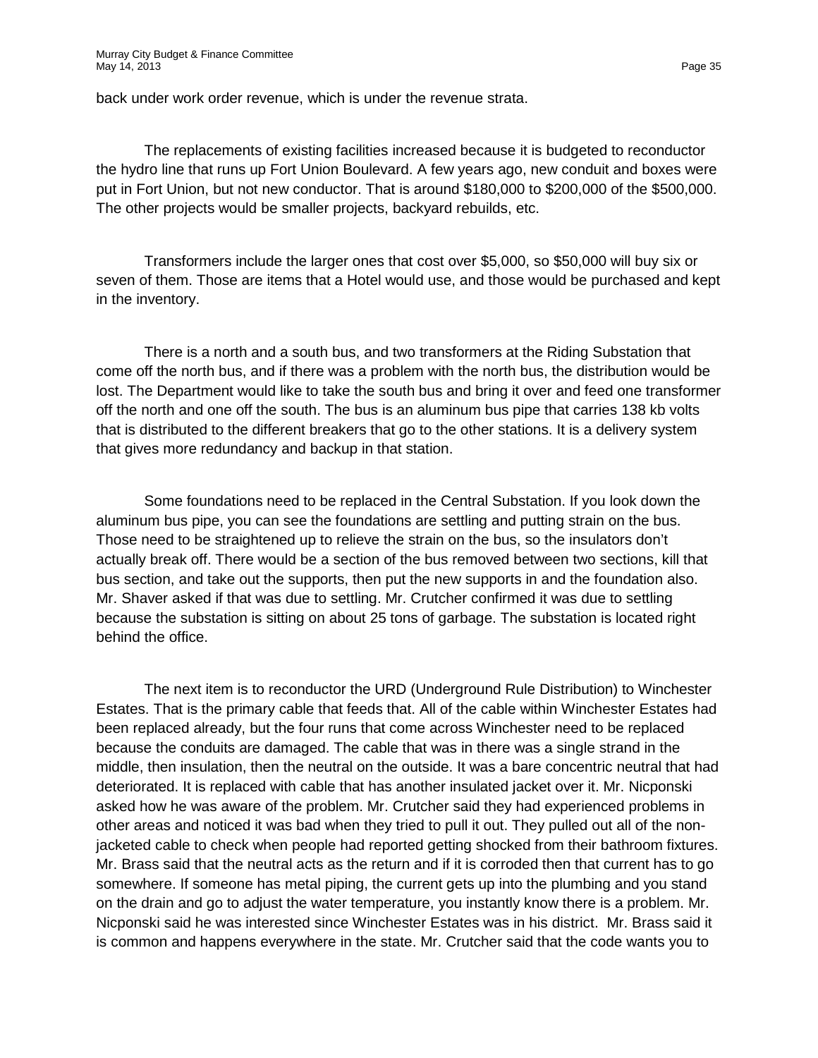back under work order revenue, which is under the revenue strata.

The replacements of existing facilities increased because it is budgeted to reconductor the hydro line that runs up Fort Union Boulevard. A few years ago, new conduit and boxes were put in Fort Union, but not new conductor. That is around $180,000 to $200,000 of the $500,000. The other projects would be smaller projects, backyard rebuilds, etc.

Transformers include the larger ones that cost over $5,000, so $50,000 will buy six or seven of them. Those are items that a Hotel would use, and those would be purchased and kept in the inventory.

There is a north and a south bus, and two transformers at the Riding Substation that come off the north bus, and if there was a problem with the north bus, the distribution would be lost. The Department would like to take the south bus and bring it over and feed one transformer off the north and one off the south. The bus is an aluminum bus pipe that carries 138 kb volts that is distributed to the different breakers that go to the other stations. It is a delivery system that gives more redundancy and backup in that station.

Some foundations need to be replaced in the Central Substation. If you look down the aluminum bus pipe, you can see the foundations are settling and putting strain on the bus. Those need to be straightened up to relieve the strain on the bus, so the insulators don't actually break off. There would be a section of the bus removed between two sections, kill that bus section, and take out the supports, then put the new supports in and the foundation also. Mr. Shaver asked if that was due to settling. Mr. Crutcher confirmed it was due to settling because the substation is sitting on about 25 tons of garbage. The substation is located right behind the office.

The next item is to reconductor the URD (Underground Rule Distribution) to Winchester Estates. That is the primary cable that feeds that. All of the cable within Winchester Estates had been replaced already, but the four runs that come across Winchester need to be replaced because the conduits are damaged. The cable that was in there was a single strand in the middle, then insulation, then the neutral on the outside. It was a bare concentric neutral that had deteriorated. It is replaced with cable that has another insulated jacket over it. Mr. Nicponski asked how he was aware of the problem. Mr. Crutcher said they had experienced problems in other areas and noticed it was bad when they tried to pull it out. They pulled out all of the non-jacketed cable to check when people had reported getting shocked from their bathroom fixtures. Mr. Brass said that the neutral acts as the return and if it is corroded then that current has to go somewhere. If someone has metal piping, the current gets up into the plumbing and you stand on the drain and go to adjust the water temperature, you instantly know there is a problem. Mr. Nicponski said he was interested since Winchester Estates was in his district. Mr. Brass said it is common and happens everywhere in the state. Mr. Crutcher said that the code wants you to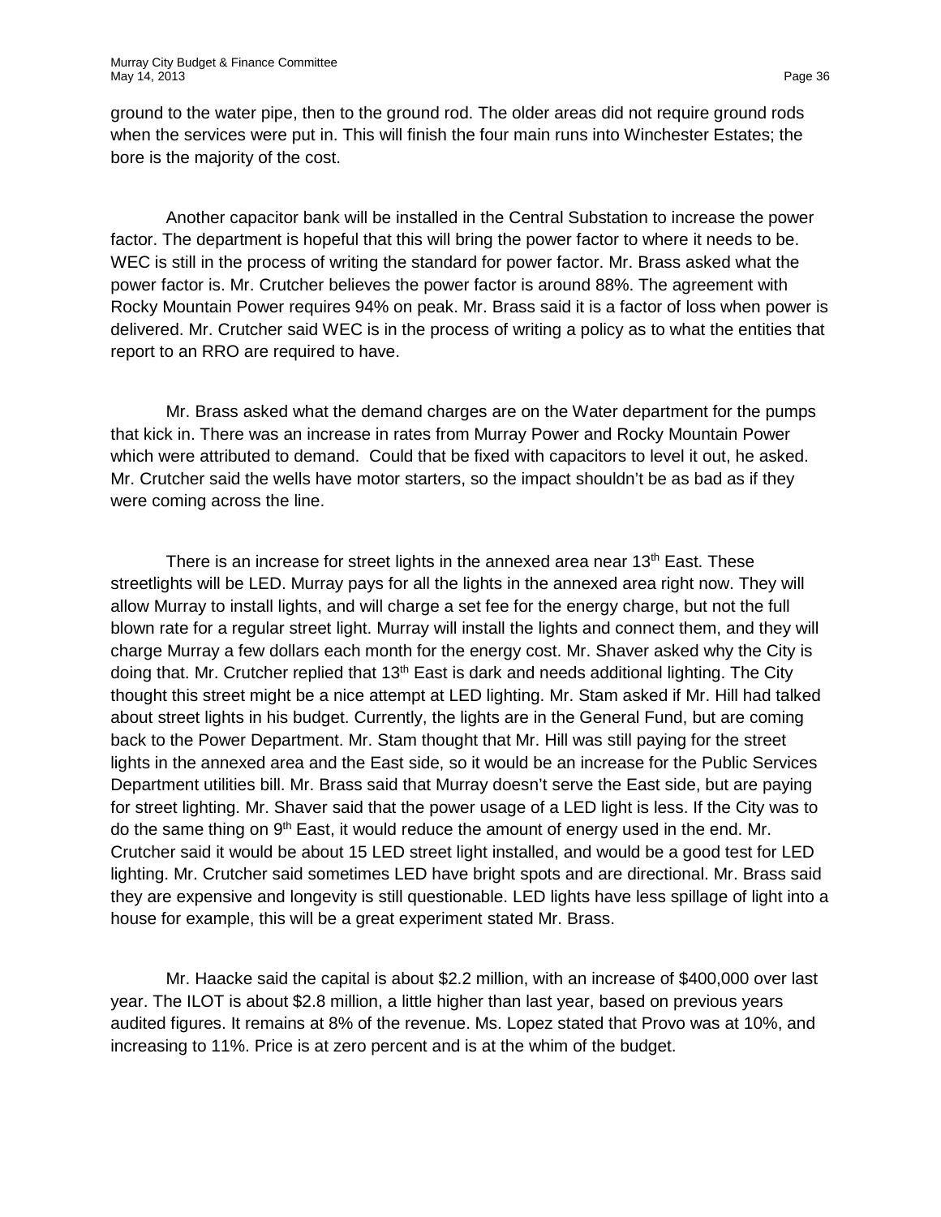ground to the water pipe, then to the ground rod. The older areas did not require ground rods when the services were put in. This will finish the four main runs into Winchester Estates; the bore is the majority of the cost.

Another capacitor bank will be installed in the Central Substation to increase the power factor. The department is hopeful that this will bring the power factor to where it needs to be. WEC is still in the process of writing the standard for power factor. Mr. Brass asked what the power factor is. Mr. Crutcher believes the power factor is around 88%. The agreement with Rocky Mountain Power requires 94% on peak. Mr. Brass said it is a factor of loss when power is delivered. Mr. Crutcher said WEC is in the process of writing a policy as to what the entities that report to an RRO are required to have.

Mr. Brass asked what the demand charges are on the Water department for the pumps that kick in. There was an increase in rates from Murray Power and Rocky Mountain Power which were attributed to demand. Could that be fixed with capacitors to level it out, he asked. Mr. Crutcher said the wells have motor starters, so the impact shouldn't be as bad as if they were coming across the line.

There is an increase for street lights in the annexed area near 13th East. These streetlights will be LED. Murray pays for all the lights in the annexed area right now. They will allow Murray to install lights, and will charge a set fee for the energy charge, but not the full blown rate for a regular street light. Murray will install the lights and connect them, and they will charge Murray a few dollars each month for the energy cost. Mr. Shaver asked why the City is doing that. Mr. Crutcher replied that 13th East is dark and needs additional lighting. The City thought this street might be a nice attempt at LED lighting. Mr. Stam asked if Mr. Hill had talked about street lights in his budget. Currently, the lights are in the General Fund, but are coming back to the Power Department. Mr. Stam thought that Mr. Hill was still paying for the street lights in the annexed area and the East side, so it would be an increase for the Public Services Department utilities bill. Mr. Brass said that Murray doesn't serve the East side, but are paying for street lighting. Mr. Shaver said that the power usage of a LED light is less. If the City was to do the same thing on 9th East, it would reduce the amount of energy used in the end. Mr. Crutcher said it would be about 15 LED street light installed, and would be a good test for LED lighting. Mr. Crutcher said sometimes LED have bright spots and are directional. Mr. Brass said they are expensive and longevity is still questionable. LED lights have less spillage of light into a house for example, this will be a great experiment stated Mr. Brass.

Mr. Haacke said the capital is about $2.2 million, with an increase of $400,000 over last year. The ILOT is about $2.8 million, a little higher than last year, based on previous years audited figures. It remains at 8% of the revenue. Ms. Lopez stated that Provo was at 10%, and increasing to 11%. Price is at zero percent and is at the whim of the budget.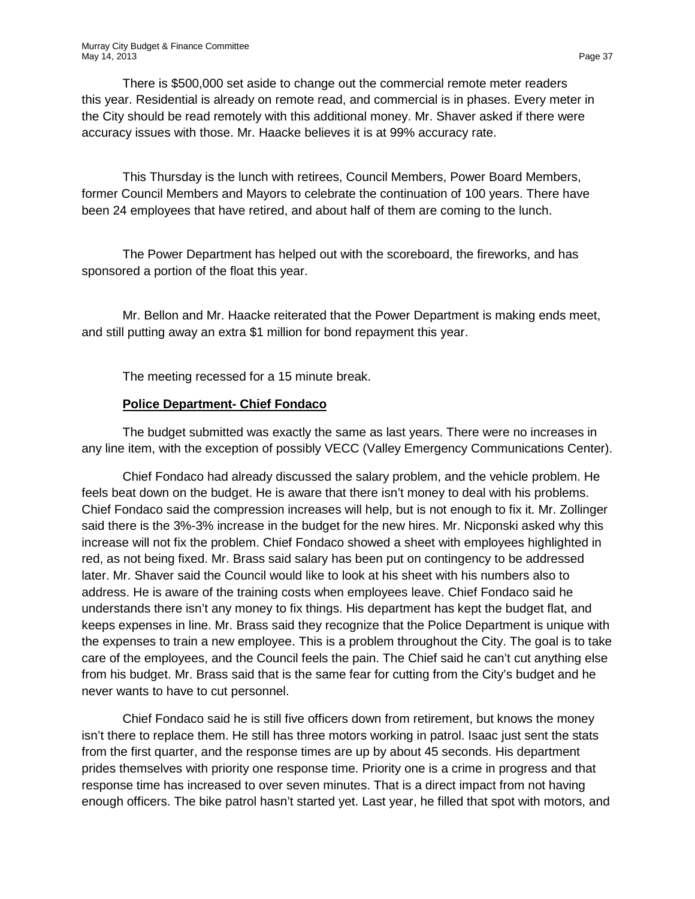There is $500,000 set aside to change out the commercial remote meter readers this year. Residential is already on remote read, and commercial is in phases. Every meter in the City should be read remotely with this additional money. Mr. Shaver asked if there were accuracy issues with those. Mr. Haacke believes it is at 99% accuracy rate.

This Thursday is the lunch with retirees, Council Members, Power Board Members, former Council Members and Mayors to celebrate the continuation of 100 years. There have been 24 employees that have retired, and about half of them are coming to the lunch.

The Power Department has helped out with the scoreboard, the fireworks, and has sponsored a portion of the float this year.

Mr. Bellon and Mr. Haacke reiterated that the Power Department is making ends meet, and still putting away an extra $1 million for bond repayment this year.

The meeting recessed for a 15 minute break.

**Police Department- Chief Fondaco**

The budget submitted was exactly the same as last years. There were no increases in any line item, with the exception of possibly VECC (Valley Emergency Communications Center).

Chief Fondaco had already discussed the salary problem, and the vehicle problem. He feels beat down on the budget. He is aware that there isn't money to deal with his problems. Chief Fondaco said the compression increases will help, but is not enough to fix it. Mr. Zollinger said there is the 3%-3% increase in the budget for the new hires. Mr. Nicponski asked why this increase will not fix the problem. Chief Fondaco showed a sheet with employees highlighted in red, as not being fixed. Mr. Brass said salary has been put on contingency to be addressed later. Mr. Shaver said the Council would like to look at his sheet with his numbers also to address. He is aware of the training costs when employees leave. Chief Fondaco said he understands there isn't any money to fix things. His department has kept the budget flat, and keeps expenses in line. Mr. Brass said they recognize that the Police Department is unique with the expenses to train a new employee. This is a problem throughout the City. The goal is to take care of the employees, and the Council feels the pain. The Chief said he can't cut anything else from his budget. Mr. Brass said that is the same fear for cutting from the City's budget and he never wants to have to cut personnel.

Chief Fondaco said he is still five officers down from retirement, but knows the money isn't there to replace them. He still has three motors working in patrol. Isaac just sent the stats from the first quarter, and the response times are up by about 45 seconds. His department prides themselves with priority one response time. Priority one is a crime in progress and that response time has increased to over seven minutes. That is a direct impact from not having enough officers. The bike patrol hasn't started yet. Last year, he filled that spot with motors, and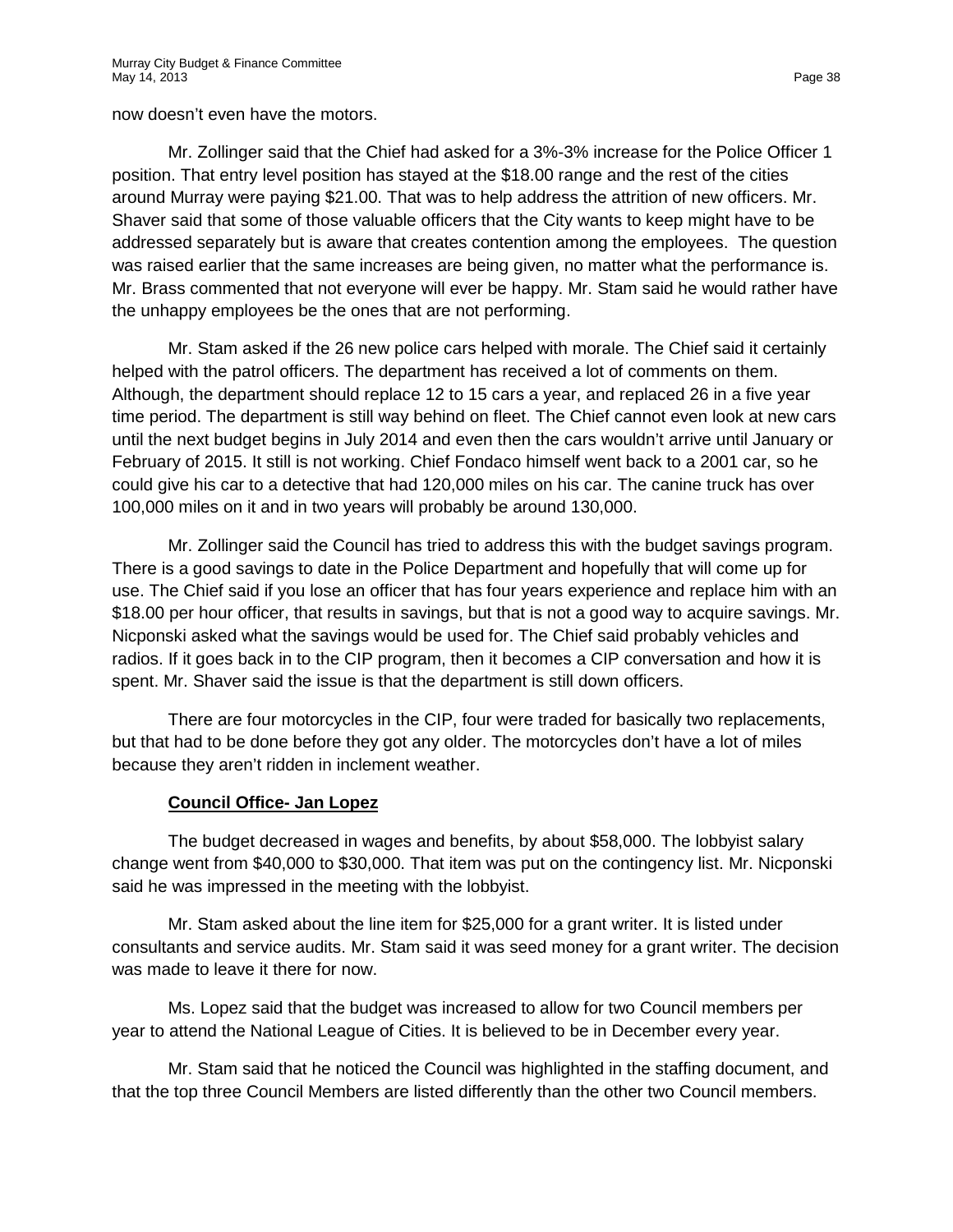now doesn't even have the motors.

Mr. Zollinger said that the Chief had asked for a 3%-3% increase for the Police Officer 1 position. That entry level position has stayed at the $18.00 range and the rest of the cities around Murray were paying $21.00. That was to help address the attrition of new officers. Mr. Shaver said that some of those valuable officers that the City wants to keep might have to be addressed separately but is aware that creates contention among the employees. The question was raised earlier that the same increases are being given, no matter what the performance is. Mr. Brass commented that not everyone will ever be happy. Mr. Stam said he would rather have the unhappy employees be the ones that are not performing.

Mr. Stam asked if the 26 new police cars helped with morale. The Chief said it certainly helped with the patrol officers. The department has received a lot of comments on them. Although, the department should replace 12 to 15 cars a year, and replaced 26 in a five year time period. The department is still way behind on fleet. The Chief cannot even look at new cars until the next budget begins in July 2014 and even then the cars wouldn't arrive until January or February of 2015. It still is not working. Chief Fondaco himself went back to a 2001 car, so he could give his car to a detective that had 120,000 miles on his car. The canine truck has over 100,000 miles on it and in two years will probably be around 130,000.

Mr. Zollinger said the Council has tried to address this with the budget savings program. There is a good savings to date in the Police Department and hopefully that will come up for use. The Chief said if you lose an officer that has four years experience and replace him with an $18.00 per hour officer, that results in savings, but that is not a good way to acquire savings. Mr. Nicponski asked what the savings would be used for. The Chief said probably vehicles and radios. If it goes back in to the CIP program, then it becomes a CIP conversation and how it is spent. Mr. Shaver said the issue is that the department is still down officers.

There are four motorcycles in the CIP, four were traded for basically two replacements, but that had to be done before they got any older. The motorcycles don't have a lot of miles because they aren't ridden in inclement weather.

**Council Office- Jan Lopez**

The budget decreased in wages and benefits, by about $58,000. The lobbyist salary change went from $40,000 to $30,000. That item was put on the contingency list. Mr. Nicponski said he was impressed in the meeting with the lobbyist.

Mr. Stam asked about the line item for $25,000 for a grant writer. It is listed under consultants and service audits. Mr. Stam said it was seed money for a grant writer. The decision was made to leave it there for now.

Ms. Lopez said that the budget was increased to allow for two Council members per year to attend the National League of Cities. It is believed to be in December every year.

Mr. Stam said that he noticed the Council was highlighted in the staffing document, and that the top three Council Members are listed differently than the other two Council members.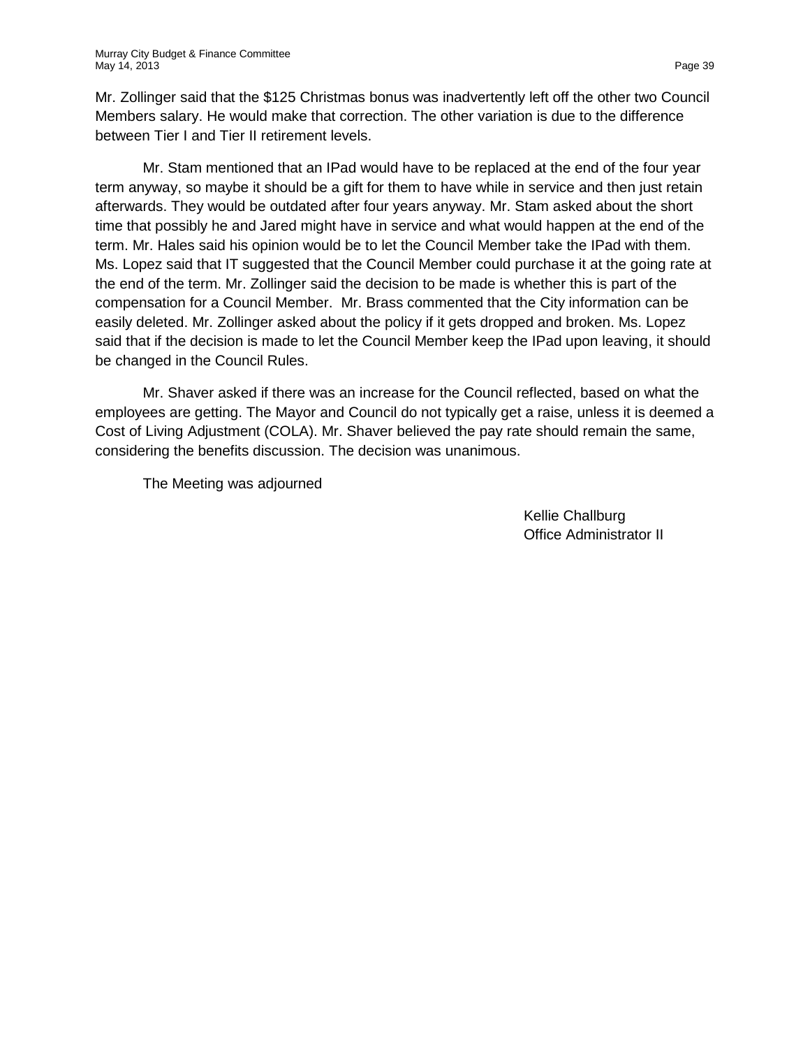Mr. Zollinger said that the $125 Christmas bonus was inadvertently left off the other two Council Members salary. He would make that correction. The other variation is due to the difference between Tier I and Tier II retirement levels.

Mr. Stam mentioned that an IPad would have to be replaced at the end of the four year term anyway, so maybe it should be a gift for them to have while in service and then just retain afterwards. They would be outdated after four years anyway. Mr. Stam asked about the short time that possibly he and Jared might have in service and what would happen at the end of the term. Mr. Hales said his opinion would be to let the Council Member take the IPad with them. Ms. Lopez said that IT suggested that the Council Member could purchase it at the going rate at the end of the term. Mr. Zollinger said the decision to be made is whether this is part of the compensation for a Council Member. Mr. Brass commented that the City information can be easily deleted. Mr. Zollinger asked about the policy if it gets dropped and broken. Ms. Lopez said that if the decision is made to let the Council Member keep the IPad upon leaving, it should be changed in the Council Rules.

Mr. Shaver asked if there was an increase for the Council reflected, based on what the employees are getting. The Mayor and Council do not typically get a raise, unless it is deemed a Cost of Living Adjustment (COLA). Mr. Shaver believed the pay rate should remain the same, considering the benefits discussion. The decision was unanimous.

The Meeting was adjourned

Kellie Challburg
Office Administrator II